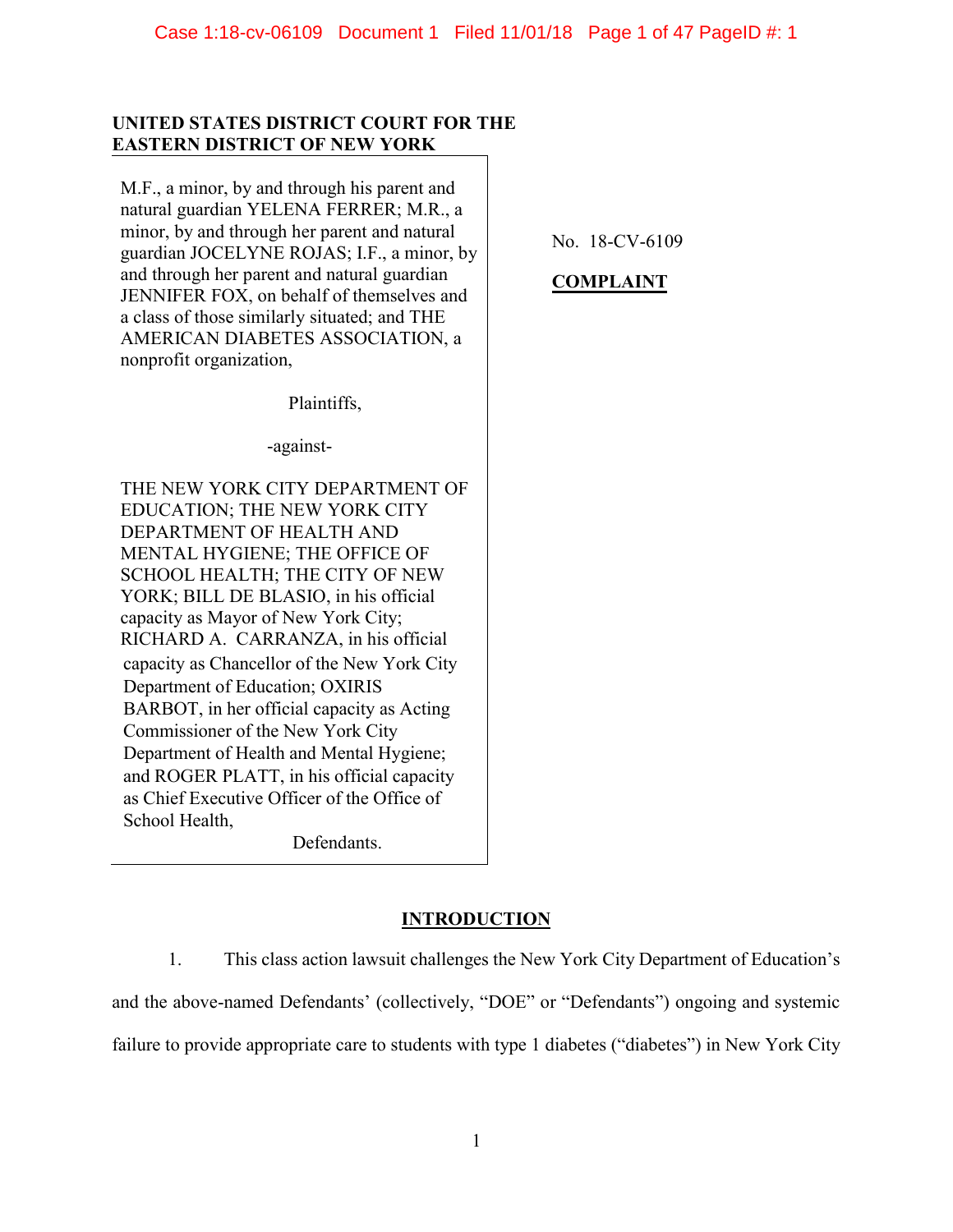**UNITED STATES DISTRICT COURT FOR THE EASTERN DISTRICT OF NEW YORK**

M.F., a minor, by and through his parent and natural guardian YELENA FERRER; M.R., a minor, by and through her parent and natural guardian JOCELYNE ROJAS; I.F., a minor, by and through her parent and natural guardian JENNIFER FOX, on behalf of themselves and a class of those similarly situated; and THE AMERICAN DIABETES ASSOCIATION, a nonprofit organization,

Plaintiffs,

-against-

THE NEW YORK CITY DEPARTMENT OF EDUCATION; THE NEW YORK CITY DEPARTMENT OF HEALTH AND MENTAL HYGIENE; THE OFFICE OF SCHOOL HEALTH; THE CITY OF NEW YORK; BILL DE BLASIO, in his official capacity as Mayor of New York City; RICHARD A. CARRANZA, in his official capacity as Chancellor of the New York City Department of Education; OXIRIS BARBOT, in her official capacity as Acting Commissioner of the New York City Department of Health and Mental Hygiene; and ROGER PLATT, in his official capacity as Chief Executive Officer of the Office of School Health,

Defendants.

No. 18-CV-6109

**COMPLAINT**

## INTRODUCTION

1. This class action lawsuit challenges the New York City Department of Education's and the above-named Defendants' (collectively, "DOE" or "Defendants") ongoing and systemic failure to provide appropriate care to students with type 1 diabetes ("diabetes") in New York City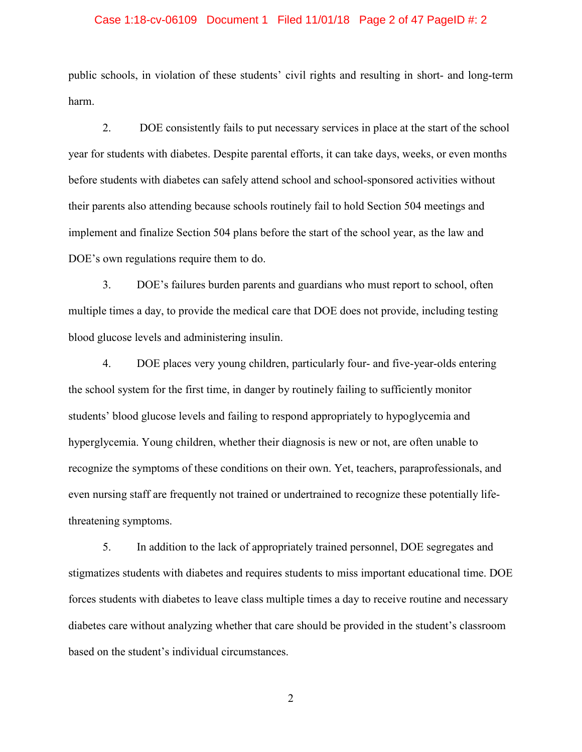public schools, in violation of these students' civil rights and resulting in short- and long-term harm.

2. DOE consistently fails to put necessary services in place at the start of the school year for students with diabetes. Despite parental efforts, it can take days, weeks, or even months before students with diabetes can safely attend school and school-sponsored activities without their parents also attending because schools routinely fail to hold Section 504 meetings and implement and finalize Section 504 plans before the start of the school year, as the law and DOE's own regulations require them to do.

3. DOE's failures burden parents and guardians who must report to school, often multiple times a day, to provide the medical care that DOE does not provide, including testing blood glucose levels and administering insulin.

4. DOE places very young children, particularly four- and five-year-olds entering the school system for the first time, in danger by routinely failing to sufficiently monitor students' blood glucose levels and failing to respond appropriately to hypoglycemia and hyperglycemia. Young children, whether their diagnosis is new or not, are often unable to recognize the symptoms of these conditions on their own. Yet, teachers, paraprofessionals, and even nursing staff are frequently not trained or undertrained to recognize these potentially life-threatening symptoms.

5. In addition to the lack of appropriately trained personnel, DOE segregates and stigmatizes students with diabetes and requires students to miss important educational time. DOE forces students with diabetes to leave class multiple times a day to receive routine and necessary diabetes care without analyzing whether that care should be provided in the student's classroom based on the student's individual circumstances.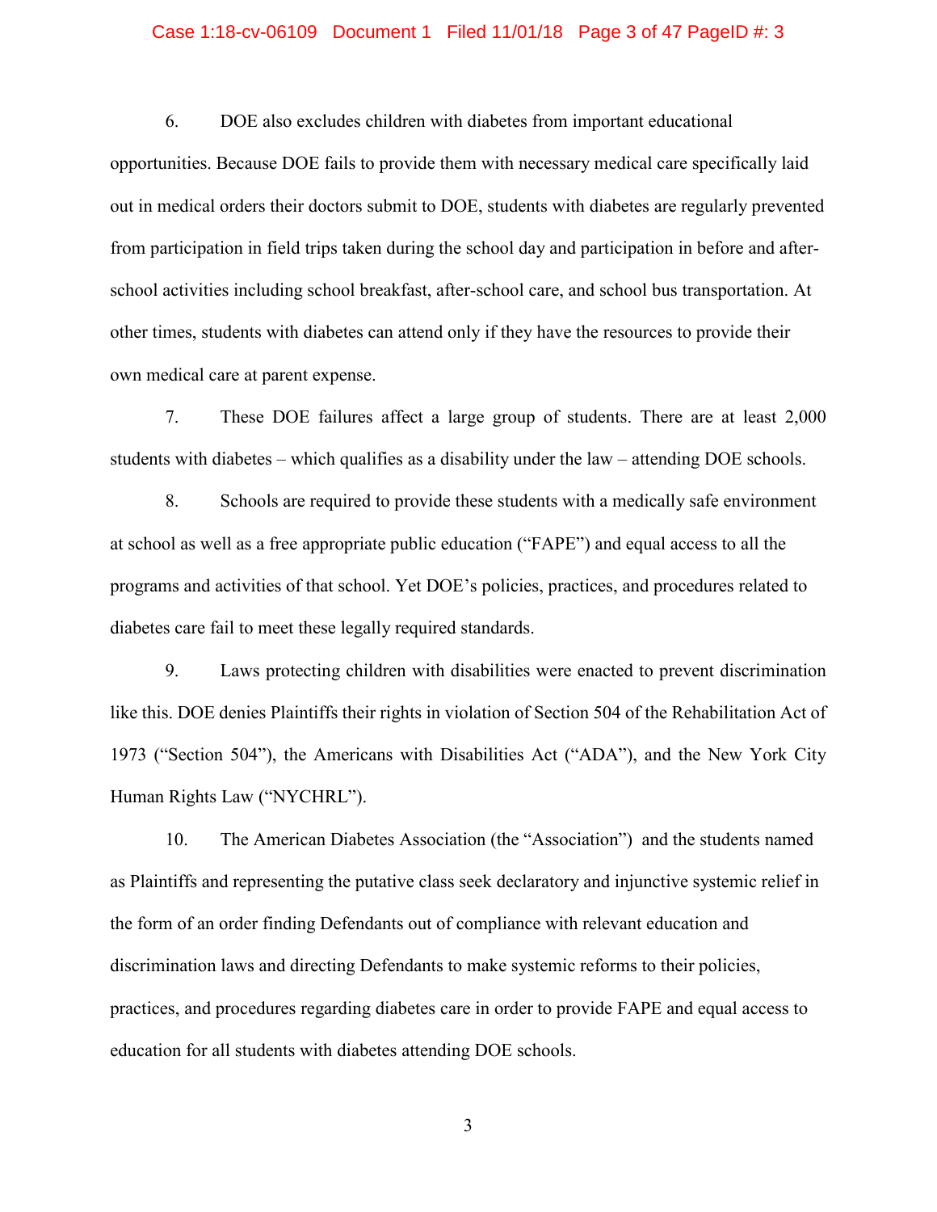6. DOE also excludes children with diabetes from important educational opportunities. Because DOE fails to provide them with necessary medical care specifically laid out in medical orders their doctors submit to DOE, students with diabetes are regularly prevented from participation in field trips taken during the school day and participation in before and after-school activities including school breakfast, after-school care, and school bus transportation. At other times, students with diabetes can attend only if they have the resources to provide their own medical care at parent expense.

7. These DOE failures affect a large group of students. There are at least 2,000 students with diabetes – which qualifies as a disability under the law – attending DOE schools.

8. Schools are required to provide these students with a medically safe environment at school as well as a free appropriate public education ("FAPE") and equal access to all the programs and activities of that school. Yet DOE's policies, practices, and procedures related to diabetes care fail to meet these legally required standards.

9. Laws protecting children with disabilities were enacted to prevent discrimination like this. DOE denies Plaintiffs their rights in violation of Section 504 of the Rehabilitation Act of 1973 ("Section 504"), the Americans with Disabilities Act ("ADA"), and the New York City Human Rights Law ("NYCHRL").

10. The American Diabetes Association (the "Association") and the students named as Plaintiffs and representing the putative class seek declaratory and injunctive systemic relief in the form of an order finding Defendants out of compliance with relevant education and discrimination laws and directing Defendants to make systemic reforms to their policies, practices, and procedures regarding diabetes care in order to provide FAPE and equal access to education for all students with diabetes attending DOE schools.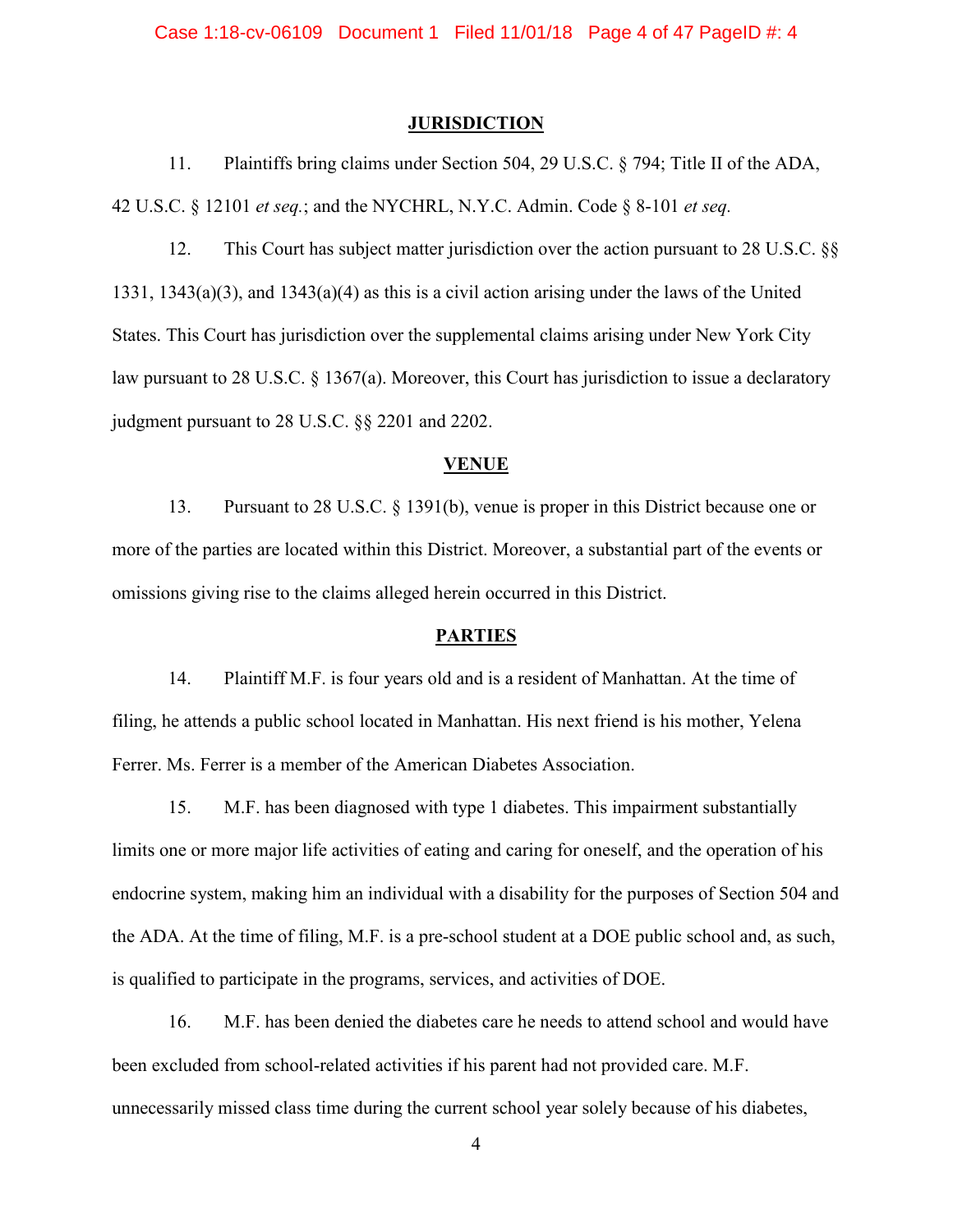## JURISDICTION

11. Plaintiffs bring claims under Section 504, 29 U.S.C. § 794; Title II of the ADA, 42 U.S.C. § 12101 *et seq.*; and the NYCHRL, N.Y.C. Admin. Code § 8-101 *et seq.*

12. This Court has subject matter jurisdiction over the action pursuant to 28 U.S.C. §§ 1331, 1343(a)(3), and 1343(a)(4) as this is a civil action arising under the laws of the United States. This Court has jurisdiction over the supplemental claims arising under New York City law pursuant to 28 U.S.C. § 1367(a). Moreover, this Court has jurisdiction to issue a declaratory judgment pursuant to 28 U.S.C. §§ 2201 and 2202.

## VENUE

13. Pursuant to 28 U.S.C. § 1391(b), venue is proper in this District because one or more of the parties are located within this District. Moreover, a substantial part of the events or omissions giving rise to the claims alleged herein occurred in this District.

## PARTIES

14. Plaintiff M.F. is four years old and is a resident of Manhattan. At the time of filing, he attends a public school located in Manhattan. His next friend is his mother, Yelena Ferrer. Ms. Ferrer is a member of the American Diabetes Association.

15. M.F. has been diagnosed with type 1 diabetes. This impairment substantially limits one or more major life activities of eating and caring for oneself, and the operation of his endocrine system, making him an individual with a disability for the purposes of Section 504 and the ADA. At the time of filing, M.F. is a pre-school student at a DOE public school and, as such, is qualified to participate in the programs, services, and activities of DOE.

16. M.F. has been denied the diabetes care he needs to attend school and would have been excluded from school-related activities if his parent had not provided care. M.F. unnecessarily missed class time during the current school year solely because of his diabetes,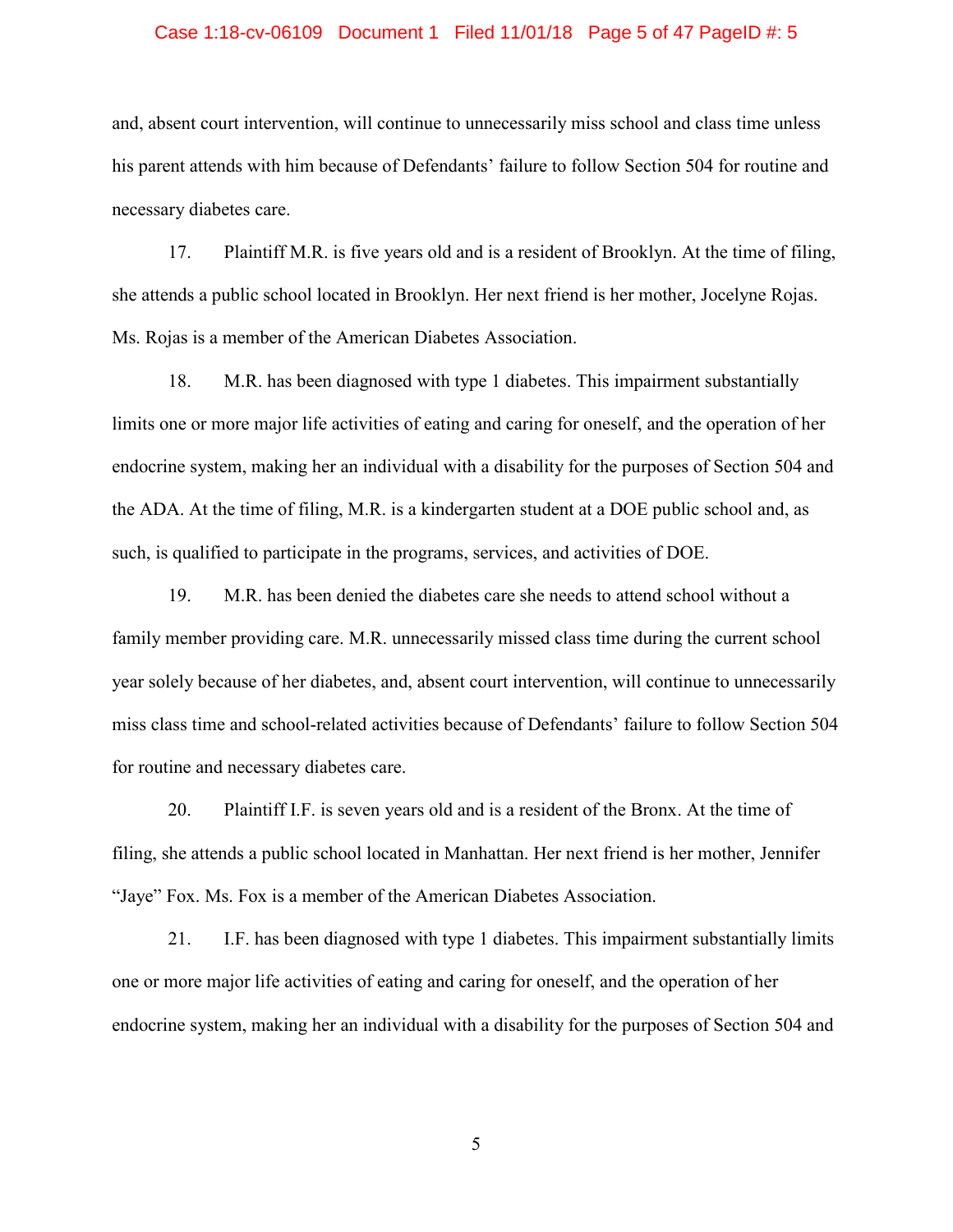and, absent court intervention, will continue to unnecessarily miss school and class time unless his parent attends with him because of Defendants' failure to follow Section 504 for routine and necessary diabetes care.

17. Plaintiff M.R. is five years old and is a resident of Brooklyn. At the time of filing, she attends a public school located in Brooklyn. Her next friend is her mother, Jocelyne Rojas. Ms. Rojas is a member of the American Diabetes Association.

18. M.R. has been diagnosed with type 1 diabetes. This impairment substantially limits one or more major life activities of eating and caring for oneself, and the operation of her endocrine system, making her an individual with a disability for the purposes of Section 504 and the ADA. At the time of filing, M.R. is a kindergarten student at a DOE public school and, as such, is qualified to participate in the programs, services, and activities of DOE.

19. M.R. has been denied the diabetes care she needs to attend school without a family member providing care. M.R. unnecessarily missed class time during the current school year solely because of her diabetes, and, absent court intervention, will continue to unnecessarily miss class time and school-related activities because of Defendants' failure to follow Section 504 for routine and necessary diabetes care.

20. Plaintiff I.F. is seven years old and is a resident of the Bronx. At the time of filing, she attends a public school located in Manhattan. Her next friend is her mother, Jennifer "Jaye" Fox. Ms. Fox is a member of the American Diabetes Association.

21. I.F. has been diagnosed with type 1 diabetes. This impairment substantially limits one or more major life activities of eating and caring for oneself, and the operation of her endocrine system, making her an individual with a disability for the purposes of Section 504 and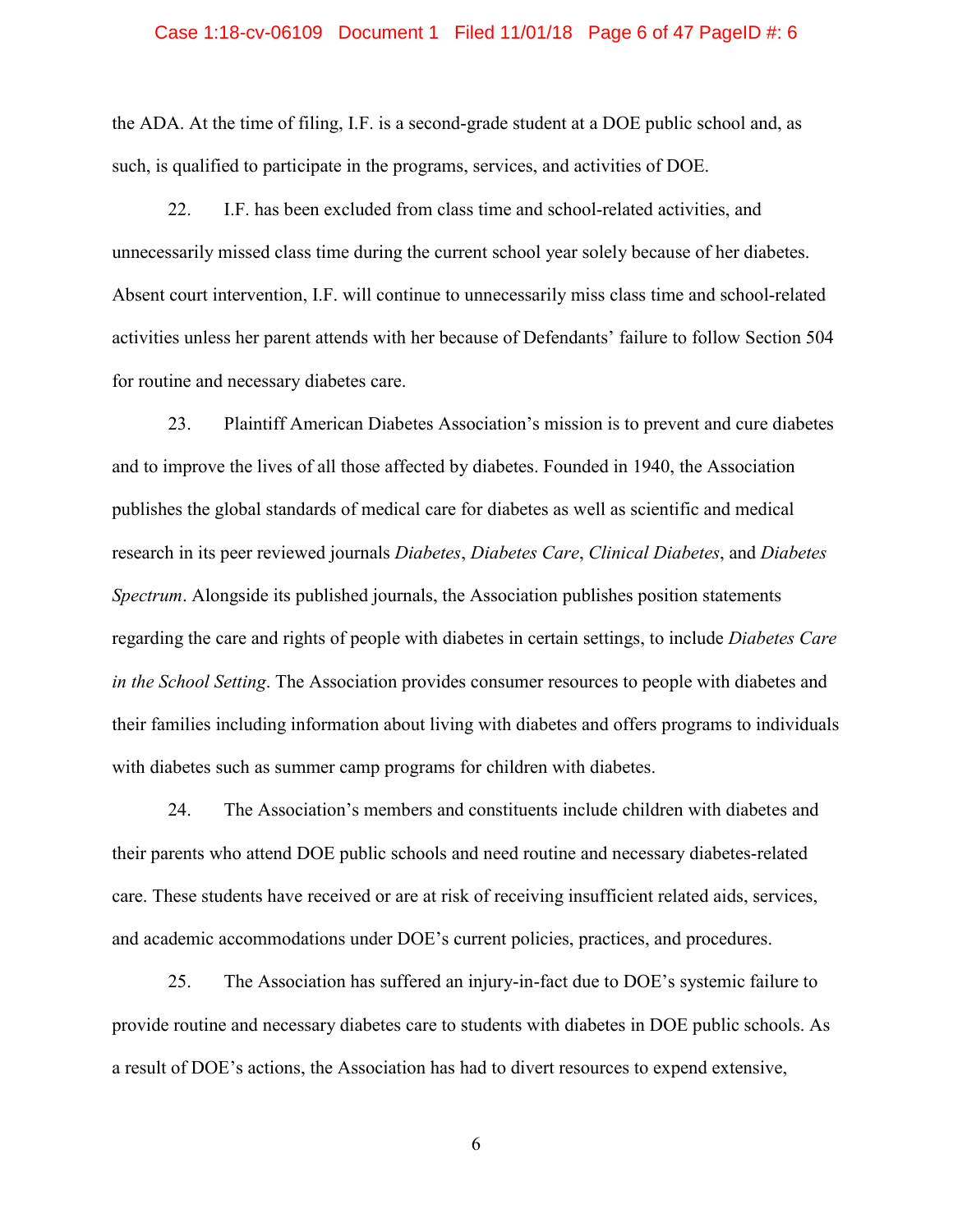the ADA. At the time of filing, I.F. is a second-grade student at a DOE public school and, as such, is qualified to participate in the programs, services, and activities of DOE.

22. I.F. has been excluded from class time and school-related activities, and unnecessarily missed class time during the current school year solely because of her diabetes. Absent court intervention, I.F. will continue to unnecessarily miss class time and school-related activities unless her parent attends with her because of Defendants' failure to follow Section 504 for routine and necessary diabetes care.

23. Plaintiff American Diabetes Association's mission is to prevent and cure diabetes and to improve the lives of all those affected by diabetes. Founded in 1940, the Association publishes the global standards of medical care for diabetes as well as scientific and medical research in its peer reviewed journals *Diabetes*, *Diabetes Care*, *Clinical Diabetes*, and *Diabetes Spectrum*. Alongside its published journals, the Association publishes position statements regarding the care and rights of people with diabetes in certain settings, to include *Diabetes Care in the School Setting*. The Association provides consumer resources to people with diabetes and their families including information about living with diabetes and offers programs to individuals with diabetes such as summer camp programs for children with diabetes.

24. The Association's members and constituents include children with diabetes and their parents who attend DOE public schools and need routine and necessary diabetes-related care. These students have received or are at risk of receiving insufficient related aids, services, and academic accommodations under DOE's current policies, practices, and procedures.

25. The Association has suffered an injury-in-fact due to DOE's systemic failure to provide routine and necessary diabetes care to students with diabetes in DOE public schools. As a result of DOE's actions, the Association has had to divert resources to expend extensive,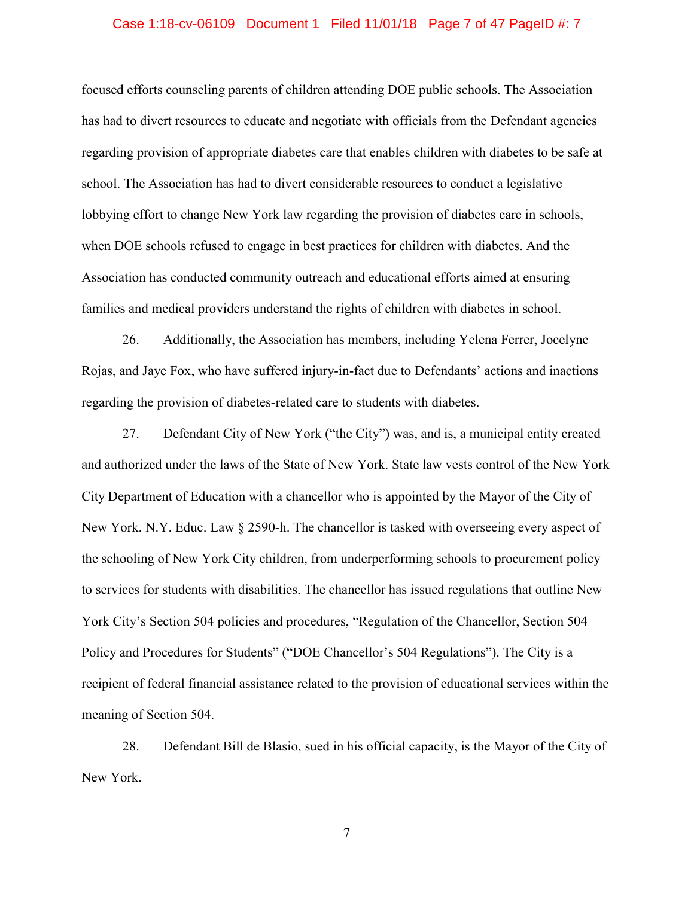focused efforts counseling parents of children attending DOE public schools. The Association has had to divert resources to educate and negotiate with officials from the Defendant agencies regarding provision of appropriate diabetes care that enables children with diabetes to be safe at school. The Association has had to divert considerable resources to conduct a legislative lobbying effort to change New York law regarding the provision of diabetes care in schools, when DOE schools refused to engage in best practices for children with diabetes. And the Association has conducted community outreach and educational efforts aimed at ensuring families and medical providers understand the rights of children with diabetes in school.

26. Additionally, the Association has members, including Yelena Ferrer, Jocelyne Rojas, and Jaye Fox, who have suffered injury-in-fact due to Defendants' actions and inactions regarding the provision of diabetes-related care to students with diabetes.

27. Defendant City of New York ("the City") was, and is, a municipal entity created and authorized under the laws of the State of New York. State law vests control of the New York City Department of Education with a chancellor who is appointed by the Mayor of the City of New York. N.Y. Educ. Law § 2590-h. The chancellor is tasked with overseeing every aspect of the schooling of New York City children, from underperforming schools to procurement policy to services for students with disabilities. The chancellor has issued regulations that outline New York City's Section 504 policies and procedures, "Regulation of the Chancellor, Section 504 Policy and Procedures for Students" ("DOE Chancellor's 504 Regulations"). The City is a recipient of federal financial assistance related to the provision of educational services within the meaning of Section 504.

28. Defendant Bill de Blasio, sued in his official capacity, is the Mayor of the City of New York.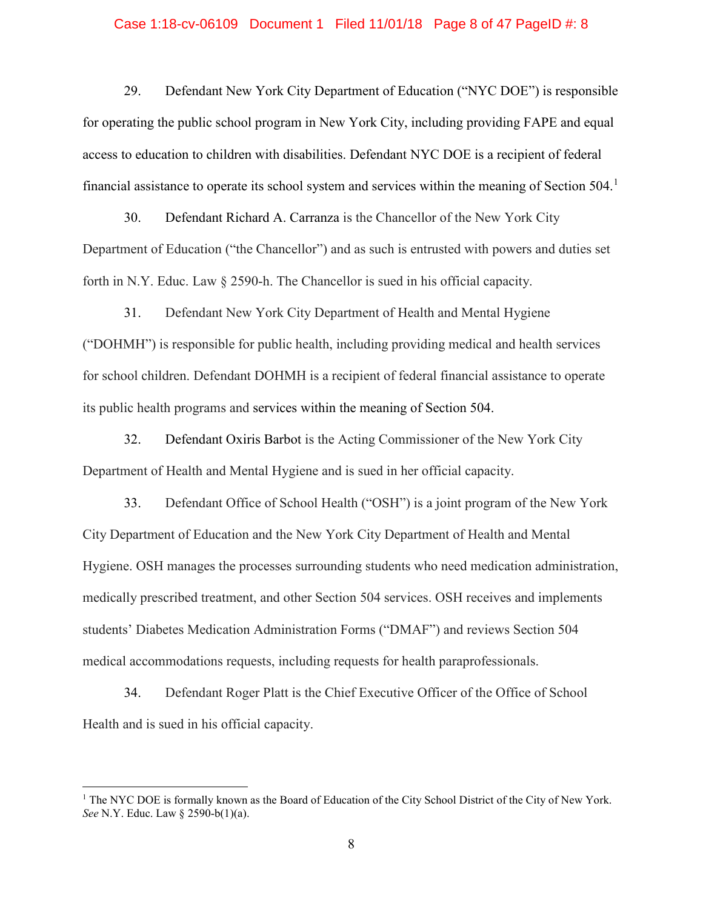29. Defendant New York City Department of Education ("NYC DOE") is responsible for operating the public school program in New York City, including providing FAPE and equal access to education to children with disabilities. Defendant NYC DOE is a recipient of federal financial assistance to operate its school system and services within the meaning of Section 504.[1]

30. Defendant Richard A. Carranza is the Chancellor of the New York City Department of Education ("the Chancellor") and as such is entrusted with powers and duties set forth in N.Y. Educ. Law § 2590-h. The Chancellor is sued in his official capacity.

31. Defendant New York City Department of Health and Mental Hygiene ("DOHMH") is responsible for public health, including providing medical and health services for school children. Defendant DOHMH is a recipient of federal financial assistance to operate its public health programs and services within the meaning of Section 504.

32. Defendant Oxiris Barbot is the Acting Commissioner of the New York City Department of Health and Mental Hygiene and is sued in her official capacity.

33. Defendant Office of School Health ("OSH") is a joint program of the New York City Department of Education and the New York City Department of Health and Mental Hygiene. OSH manages the processes surrounding students who need medication administration, medically prescribed treatment, and other Section 504 services. OSH receives and implements students' Diabetes Medication Administration Forms ("DMAF") and reviews Section 504 medical accommodations requests, including requests for health paraprofessionals.

34. Defendant Roger Platt is the Chief Executive Officer of the Office of School Health and is sued in his official capacity.

---

[1] The NYC DOE is formally known as the Board of Education of the City School District of the City of New York. *See* N.Y. Educ. Law § 2590-b(1)(a).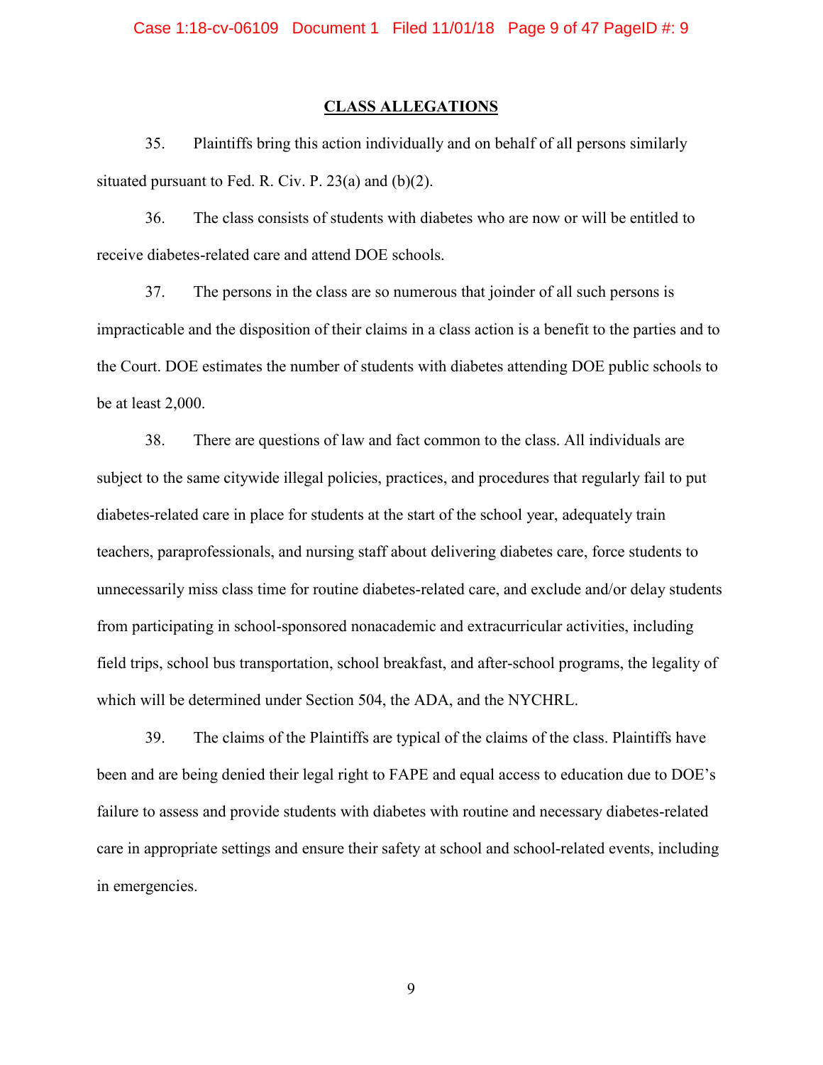## CLASS ALLEGATIONS

35. Plaintiffs bring this action individually and on behalf of all persons similarly situated pursuant to Fed. R. Civ. P. 23(a) and (b)(2).

36. The class consists of students with diabetes who are now or will be entitled to receive diabetes-related care and attend DOE schools.

37. The persons in the class are so numerous that joinder of all such persons is impracticable and the disposition of their claims in a class action is a benefit to the parties and to the Court. DOE estimates the number of students with diabetes attending DOE public schools to be at least 2,000.

38. There are questions of law and fact common to the class. All individuals are subject to the same citywide illegal policies, practices, and procedures that regularly fail to put diabetes-related care in place for students at the start of the school year, adequately train teachers, paraprofessionals, and nursing staff about delivering diabetes care, force students to unnecessarily miss class time for routine diabetes-related care, and exclude and/or delay students from participating in school-sponsored nonacademic and extracurricular activities, including field trips, school bus transportation, school breakfast, and after-school programs, the legality of which will be determined under Section 504, the ADA, and the NYCHRL.

39. The claims of the Plaintiffs are typical of the claims of the class. Plaintiffs have been and are being denied their legal right to FAPE and equal access to education due to DOE's failure to assess and provide students with diabetes with routine and necessary diabetes-related care in appropriate settings and ensure their safety at school and school-related events, including in emergencies.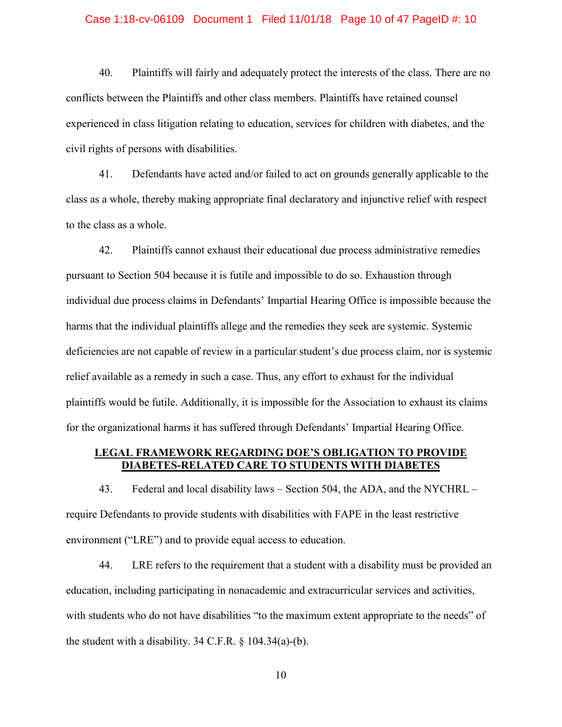40. Plaintiffs will fairly and adequately protect the interests of the class. There are no conflicts between the Plaintiffs and other class members. Plaintiffs have retained counsel experienced in class litigation relating to education, services for children with diabetes, and the civil rights of persons with disabilities.

41. Defendants have acted and/or failed to act on grounds generally applicable to the class as a whole, thereby making appropriate final declaratory and injunctive relief with respect to the class as a whole.

42. Plaintiffs cannot exhaust their educational due process administrative remedies pursuant to Section 504 because it is futile and impossible to do so. Exhaustion through individual due process claims in Defendants' Impartial Hearing Office is impossible because the harms that the individual plaintiffs allege and the remedies they seek are systemic. Systemic deficiencies are not capable of review in a particular student's due process claim, nor is systemic relief available as a remedy in such a case. Thus, any effort to exhaust for the individual plaintiffs would be futile. Additionally, it is impossible for the Association to exhaust its claims for the organizational harms it has suffered through Defendants' Impartial Hearing Office.

## LEGAL FRAMEWORK REGARDING DOE'S OBLIGATION TO PROVIDE DIABETES-RELATED CARE TO STUDENTS WITH DIABETES

43. Federal and local disability laws – Section 504, the ADA, and the NYCHRL – require Defendants to provide students with disabilities with FAPE in the least restrictive environment ("LRE") and to provide equal access to education.

44. LRE refers to the requirement that a student with a disability must be provided an education, including participating in nonacademic and extracurricular services and activities, with students who do not have disabilities "to the maximum extent appropriate to the needs" of the student with a disability. 34 C.F.R. § 104.34(a)-(b).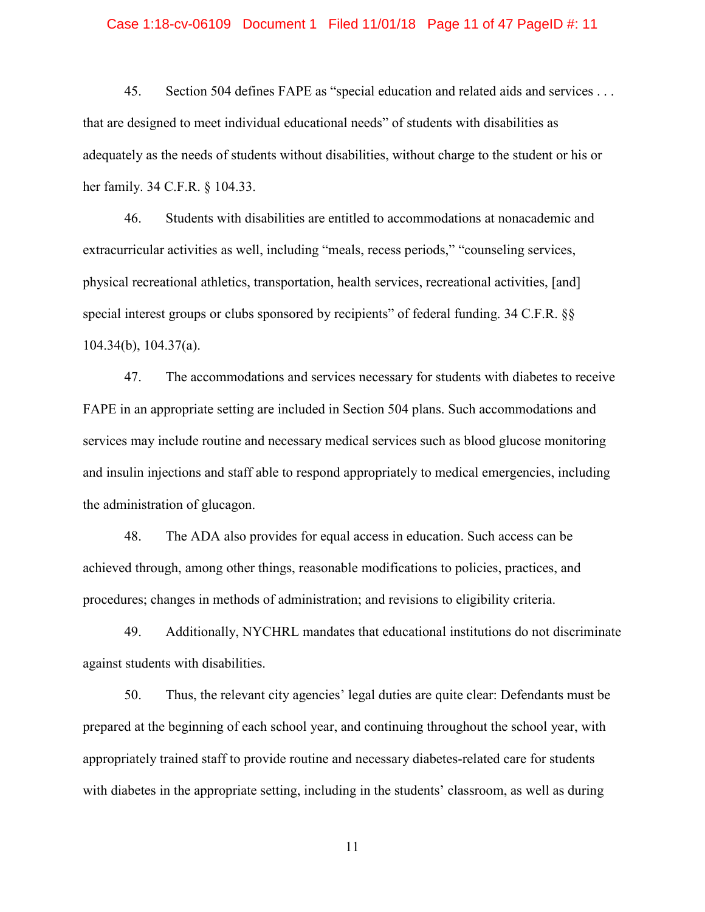45. Section 504 defines FAPE as "special education and related aids and services . . . that are designed to meet individual educational needs" of students with disabilities as adequately as the needs of students without disabilities, without charge to the student or his or her family. 34 C.F.R. § 104.33.

46. Students with disabilities are entitled to accommodations at nonacademic and extracurricular activities as well, including "meals, recess periods," "counseling services, physical recreational athletics, transportation, health services, recreational activities, [and] special interest groups or clubs sponsored by recipients" of federal funding. 34 C.F.R. §§ 104.34(b), 104.37(a).

47. The accommodations and services necessary for students with diabetes to receive FAPE in an appropriate setting are included in Section 504 plans. Such accommodations and services may include routine and necessary medical services such as blood glucose monitoring and insulin injections and staff able to respond appropriately to medical emergencies, including the administration of glucagon.

48. The ADA also provides for equal access in education. Such access can be achieved through, among other things, reasonable modifications to policies, practices, and procedures; changes in methods of administration; and revisions to eligibility criteria.

49. Additionally, NYCHRL mandates that educational institutions do not discriminate against students with disabilities.

50. Thus, the relevant city agencies' legal duties are quite clear: Defendants must be prepared at the beginning of each school year, and continuing throughout the school year, with appropriately trained staff to provide routine and necessary diabetes-related care for students with diabetes in the appropriate setting, including in the students' classroom, as well as during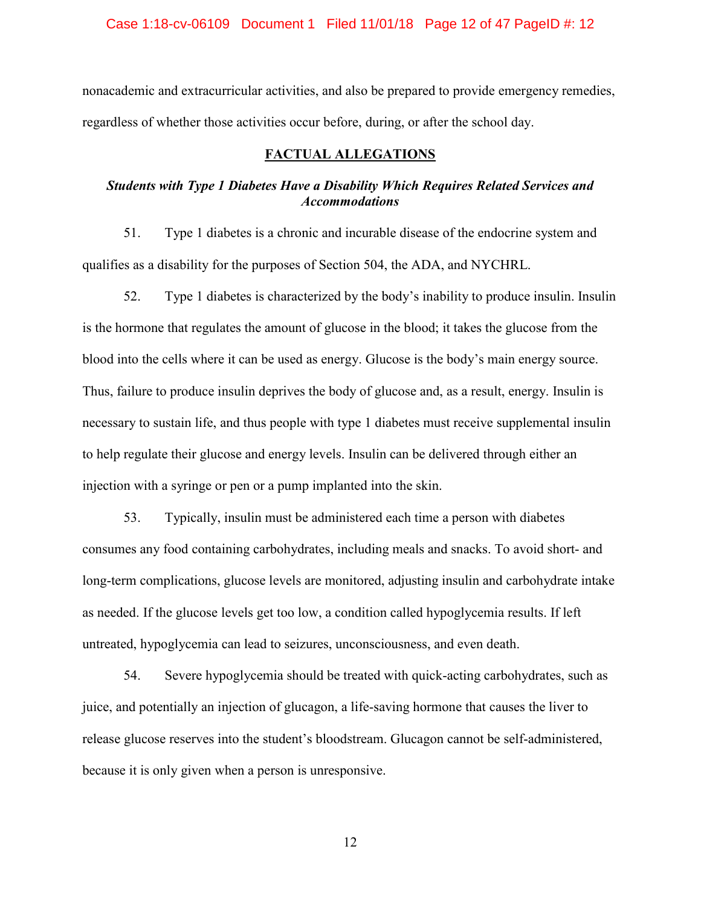nonacademic and extracurricular activities, and also be prepared to provide emergency remedies, regardless of whether those activities occur before, during, or after the school day.

## **FACTUAL ALLEGATIONS**

### ***Students with Type 1 Diabetes Have a Disability Which Requires Related Services and Accommodations***

51. Type 1 diabetes is a chronic and incurable disease of the endocrine system and qualifies as a disability for the purposes of Section 504, the ADA, and NYCHRL.

52. Type 1 diabetes is characterized by the body's inability to produce insulin. Insulin is the hormone that regulates the amount of glucose in the blood; it takes the glucose from the blood into the cells where it can be used as energy. Glucose is the body's main energy source. Thus, failure to produce insulin deprives the body of glucose and, as a result, energy. Insulin is necessary to sustain life, and thus people with type 1 diabetes must receive supplemental insulin to help regulate their glucose and energy levels. Insulin can be delivered through either an injection with a syringe or pen or a pump implanted into the skin.

53. Typically, insulin must be administered each time a person with diabetes consumes any food containing carbohydrates, including meals and snacks. To avoid short- and long-term complications, glucose levels are monitored, adjusting insulin and carbohydrate intake as needed. If the glucose levels get too low, a condition called hypoglycemia results. If left untreated, hypoglycemia can lead to seizures, unconsciousness, and even death.

54. Severe hypoglycemia should be treated with quick-acting carbohydrates, such as juice, and potentially an injection of glucagon, a life-saving hormone that causes the liver to release glucose reserves into the student's bloodstream. Glucagon cannot be self-administered, because it is only given when a person is unresponsive.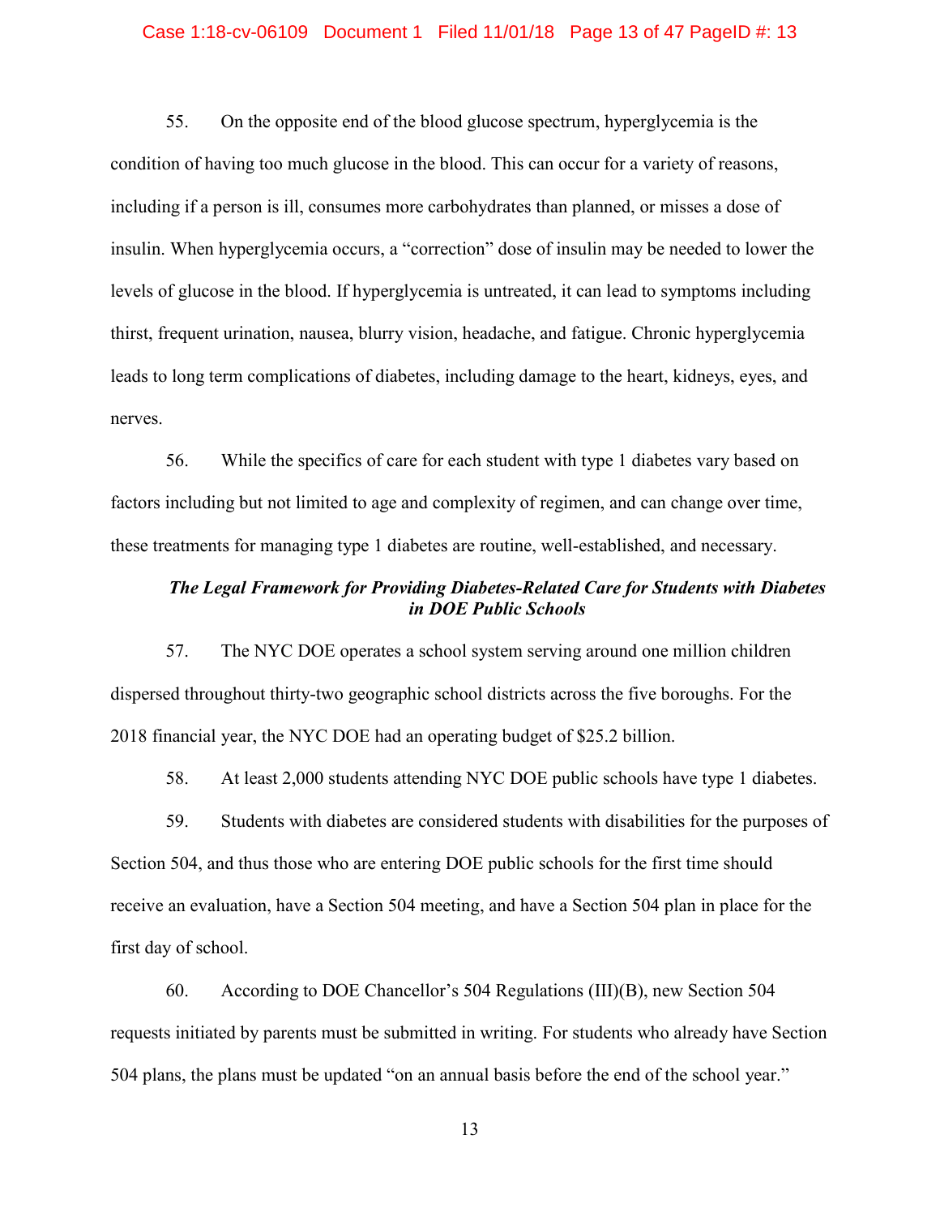55. On the opposite end of the blood glucose spectrum, hyperglycemia is the condition of having too much glucose in the blood. This can occur for a variety of reasons, including if a person is ill, consumes more carbohydrates than planned, or misses a dose of insulin. When hyperglycemia occurs, a "correction" dose of insulin may be needed to lower the levels of glucose in the blood. If hyperglycemia is untreated, it can lead to symptoms including thirst, frequent urination, nausea, blurry vision, headache, and fatigue. Chronic hyperglycemia leads to long term complications of diabetes, including damage to the heart, kidneys, eyes, and nerves.

56. While the specifics of care for each student with type 1 diabetes vary based on factors including but not limited to age and complexity of regimen, and can change over time, these treatments for managing type 1 diabetes are routine, well-established, and necessary.

***The Legal Framework for Providing Diabetes-Related Care for Students with Diabetes in DOE Public Schools***

57. The NYC DOE operates a school system serving around one million children dispersed throughout thirty-two geographic school districts across the five boroughs. For the 2018 financial year, the NYC DOE had an operating budget of $25.2 billion.

58. At least 2,000 students attending NYC DOE public schools have type 1 diabetes.

59. Students with diabetes are considered students with disabilities for the purposes of Section 504, and thus those who are entering DOE public schools for the first time should receive an evaluation, have a Section 504 meeting, and have a Section 504 plan in place for the first day of school.

60. According to DOE Chancellor's 504 Regulations (III)(B), new Section 504 requests initiated by parents must be submitted in writing. For students who already have Section 504 plans, the plans must be updated "on an annual basis before the end of the school year."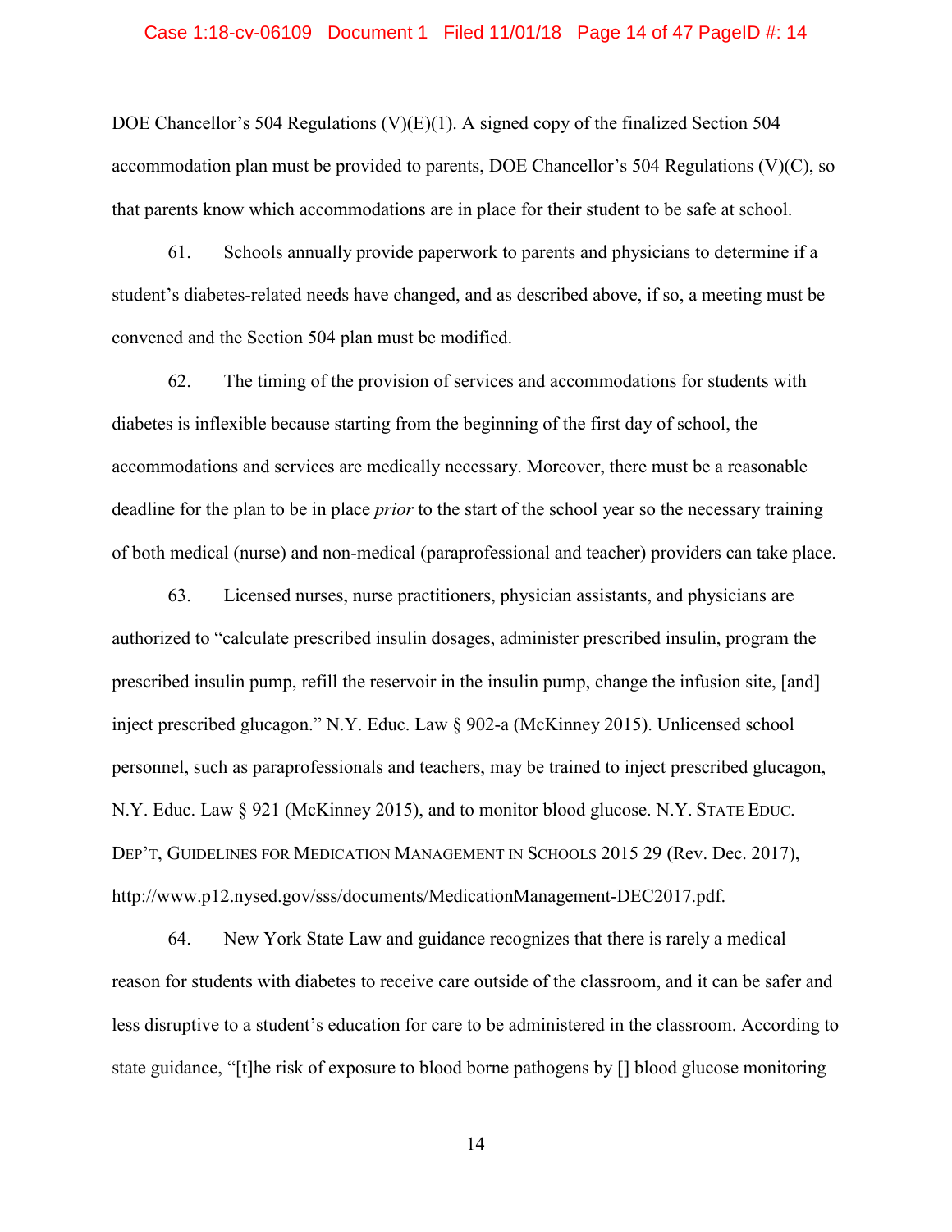DOE Chancellor's 504 Regulations (V)(E)(1). A signed copy of the finalized Section 504 accommodation plan must be provided to parents, DOE Chancellor's 504 Regulations (V)(C), so that parents know which accommodations are in place for their student to be safe at school.

61. Schools annually provide paperwork to parents and physicians to determine if a student's diabetes-related needs have changed, and as described above, if so, a meeting must be convened and the Section 504 plan must be modified.

62. The timing of the provision of services and accommodations for students with diabetes is inflexible because starting from the beginning of the first day of school, the accommodations and services are medically necessary. Moreover, there must be a reasonable deadline for the plan to be in place *prior* to the start of the school year so the necessary training of both medical (nurse) and non-medical (paraprofessional and teacher) providers can take place.

63. Licensed nurses, nurse practitioners, physician assistants, and physicians are authorized to "calculate prescribed insulin dosages, administer prescribed insulin, program the prescribed insulin pump, refill the reservoir in the insulin pump, change the infusion site, [and] inject prescribed glucagon." N.Y. Educ. Law § 902-a (McKinney 2015). Unlicensed school personnel, such as paraprofessionals and teachers, may be trained to inject prescribed glucagon, N.Y. Educ. Law § 921 (McKinney 2015), and to monitor blood glucose. N.Y. STATE EDUC. DEP'T, GUIDELINES FOR MEDICATION MANAGEMENT IN SCHOOLS 2015 29 (Rev. Dec. 2017), http://www.p12.nysed.gov/sss/documents/MedicationManagement-DEC2017.pdf.

64. New York State Law and guidance recognizes that there is rarely a medical reason for students with diabetes to receive care outside of the classroom, and it can be safer and less disruptive to a student's education for care to be administered in the classroom. According to state guidance, "[t]he risk of exposure to blood borne pathogens by [] blood glucose monitoring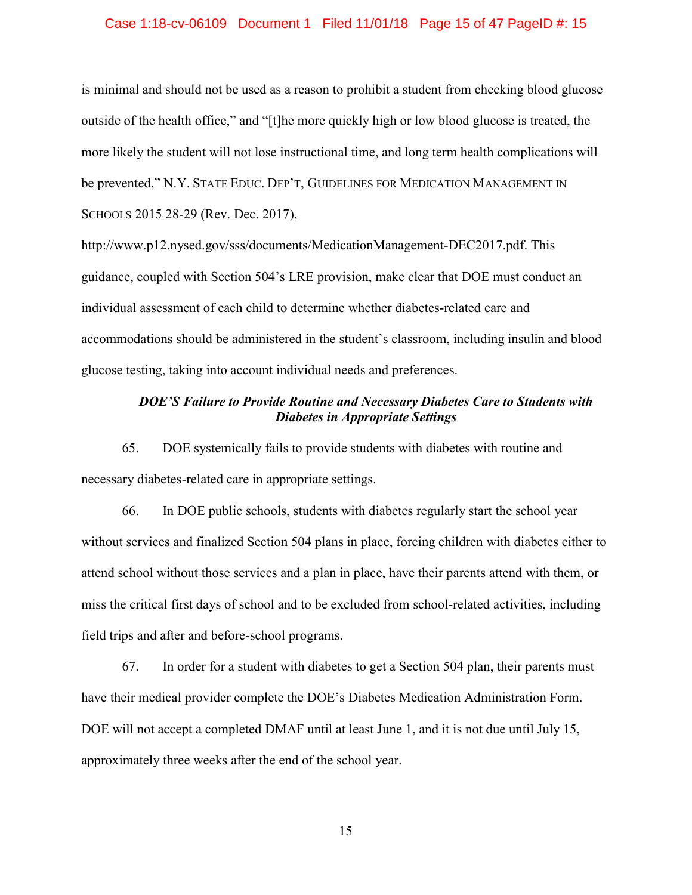is minimal and should not be used as a reason to prohibit a student from checking blood glucose outside of the health office," and "[t]he more quickly high or low blood glucose is treated, the more likely the student will not lose instructional time, and long term health complications will be prevented," N.Y. STATE EDUC. DEP'T, GUIDELINES FOR MEDICATION MANAGEMENT IN SCHOOLS 2015 28-29 (Rev. Dec. 2017), http://www.p12.nysed.gov/sss/documents/MedicationManagement-DEC2017.pdf. This guidance, coupled with Section 504's LRE provision, make clear that DOE must conduct an individual assessment of each child to determine whether diabetes-related care and accommodations should be administered in the student's classroom, including insulin and blood glucose testing, taking into account individual needs and preferences.

***DOE'S Failure to Provide Routine and Necessary Diabetes Care to Students with Diabetes in Appropriate Settings***

65. DOE systemically fails to provide students with diabetes with routine and necessary diabetes-related care in appropriate settings.

66. In DOE public schools, students with diabetes regularly start the school year without services and finalized Section 504 plans in place, forcing children with diabetes either to attend school without those services and a plan in place, have their parents attend with them, or miss the critical first days of school and to be excluded from school-related activities, including field trips and after and before-school programs.

67. In order for a student with diabetes to get a Section 504 plan, their parents must have their medical provider complete the DOE's Diabetes Medication Administration Form. DOE will not accept a completed DMAF until at least June 1, and it is not due until July 15, approximately three weeks after the end of the school year.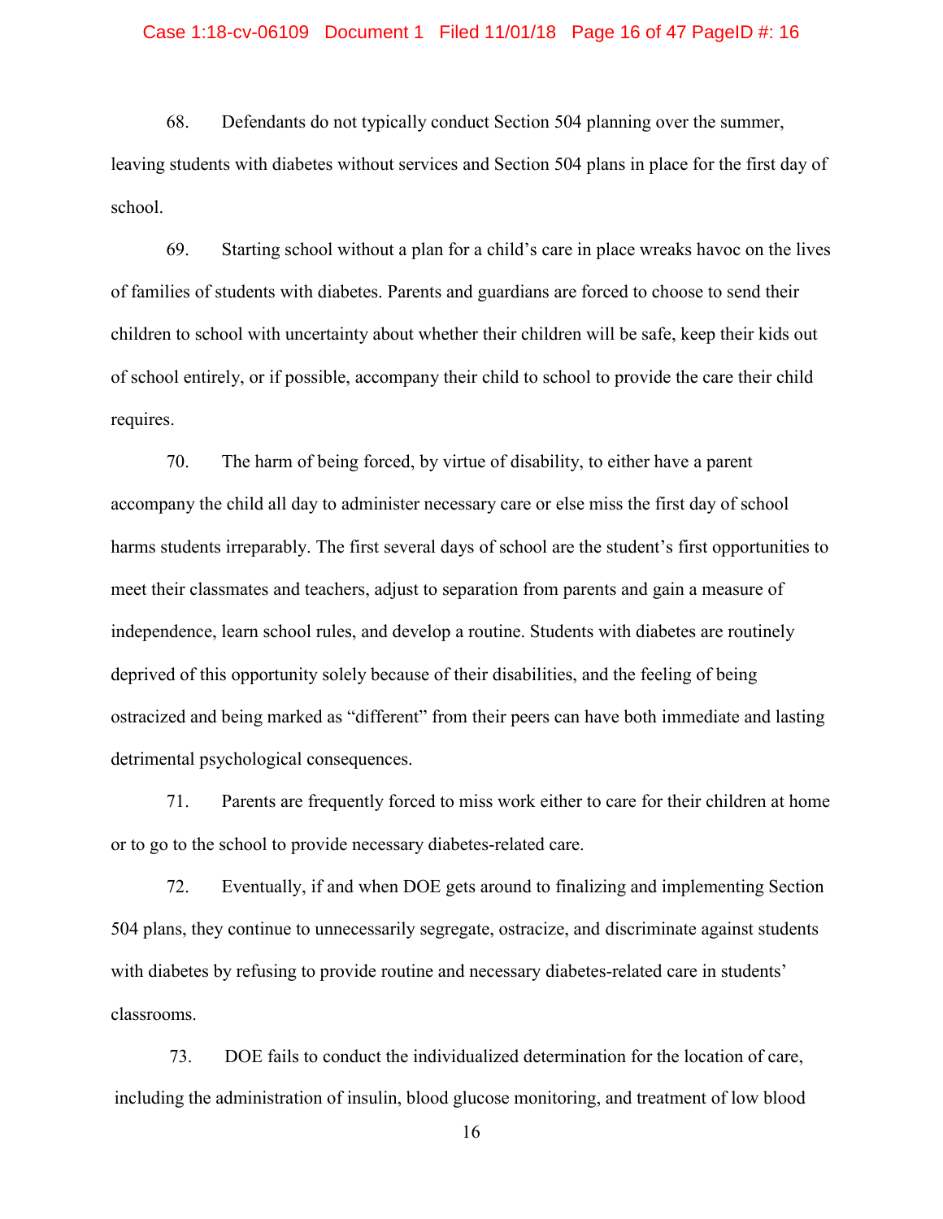68. Defendants do not typically conduct Section 504 planning over the summer, leaving students with diabetes without services and Section 504 plans in place for the first day of school.

69. Starting school without a plan for a child's care in place wreaks havoc on the lives of families of students with diabetes. Parents and guardians are forced to choose to send their children to school with uncertainty about whether their children will be safe, keep their kids out of school entirely, or if possible, accompany their child to school to provide the care their child requires.

70. The harm of being forced, by virtue of disability, to either have a parent accompany the child all day to administer necessary care or else miss the first day of school harms students irreparably. The first several days of school are the student's first opportunities to meet their classmates and teachers, adjust to separation from parents and gain a measure of independence, learn school rules, and develop a routine. Students with diabetes are routinely deprived of this opportunity solely because of their disabilities, and the feeling of being ostracized and being marked as "different" from their peers can have both immediate and lasting detrimental psychological consequences.

71. Parents are frequently forced to miss work either to care for their children at home or to go to the school to provide necessary diabetes-related care.

72. Eventually, if and when DOE gets around to finalizing and implementing Section 504 plans, they continue to unnecessarily segregate, ostracize, and discriminate against students with diabetes by refusing to provide routine and necessary diabetes-related care in students' classrooms.

73. DOE fails to conduct the individualized determination for the location of care, including the administration of insulin, blood glucose monitoring, and treatment of low blood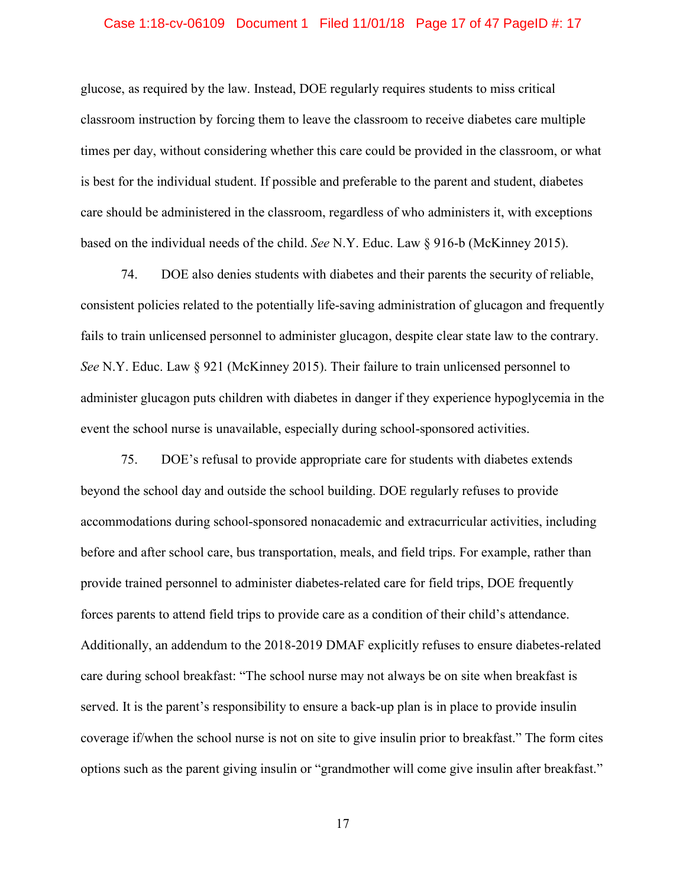glucose, as required by the law. Instead, DOE regularly requires students to miss critical classroom instruction by forcing them to leave the classroom to receive diabetes care multiple times per day, without considering whether this care could be provided in the classroom, or what is best for the individual student. If possible and preferable to the parent and student, diabetes care should be administered in the classroom, regardless of who administers it, with exceptions based on the individual needs of the child. *See* N.Y. Educ. Law § 916-b (McKinney 2015).

74. DOE also denies students with diabetes and their parents the security of reliable, consistent policies related to the potentially life-saving administration of glucagon and frequently fails to train unlicensed personnel to administer glucagon, despite clear state law to the contrary. *See* N.Y. Educ. Law § 921 (McKinney 2015). Their failure to train unlicensed personnel to administer glucagon puts children with diabetes in danger if they experience hypoglycemia in the event the school nurse is unavailable, especially during school-sponsored activities.

75. DOE's refusal to provide appropriate care for students with diabetes extends beyond the school day and outside the school building. DOE regularly refuses to provide accommodations during school-sponsored nonacademic and extracurricular activities, including before and after school care, bus transportation, meals, and field trips. For example, rather than provide trained personnel to administer diabetes-related care for field trips, DOE frequently forces parents to attend field trips to provide care as a condition of their child's attendance. Additionally, an addendum to the 2018-2019 DMAF explicitly refuses to ensure diabetes-related care during school breakfast: "The school nurse may not always be on site when breakfast is served. It is the parent's responsibility to ensure a back-up plan is in place to provide insulin coverage if/when the school nurse is not on site to give insulin prior to breakfast." The form cites options such as the parent giving insulin or "grandmother will come give insulin after breakfast."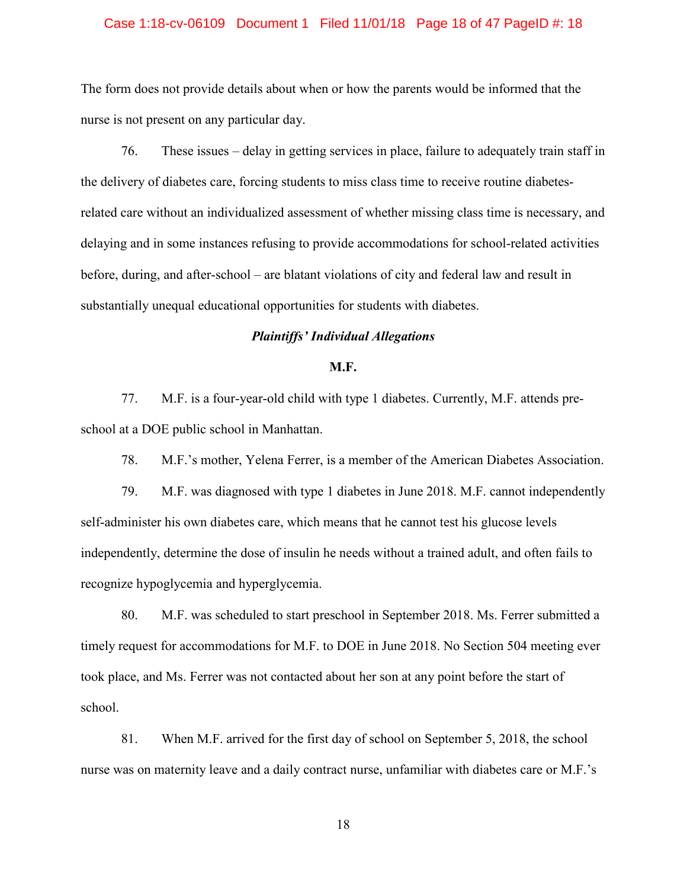The form does not provide details about when or how the parents would be informed that the nurse is not present on any particular day.

76. These issues – delay in getting services in place, failure to adequately train staff in the delivery of diabetes care, forcing students to miss class time to receive routine diabetes-related care without an individualized assessment of whether missing class time is necessary, and delaying and in some instances refusing to provide accommodations for school-related activities before, during, and after-school – are blatant violations of city and federal law and result in substantially unequal educational opportunities for students with diabetes.

***Plaintiffs' Individual Allegations***

**M.F.**

77. M.F. is a four-year-old child with type 1 diabetes. Currently, M.F. attends pre-school at a DOE public school in Manhattan.

78. M.F.'s mother, Yelena Ferrer, is a member of the American Diabetes Association.

79. M.F. was diagnosed with type 1 diabetes in June 2018. M.F. cannot independently self-administer his own diabetes care, which means that he cannot test his glucose levels independently, determine the dose of insulin he needs without a trained adult, and often fails to recognize hypoglycemia and hyperglycemia.

80. M.F. was scheduled to start preschool in September 2018. Ms. Ferrer submitted a timely request for accommodations for M.F. to DOE in June 2018. No Section 504 meeting ever took place, and Ms. Ferrer was not contacted about her son at any point before the start of school.

81. When M.F. arrived for the first day of school on September 5, 2018, the school nurse was on maternity leave and a daily contract nurse, unfamiliar with diabetes care or M.F.'s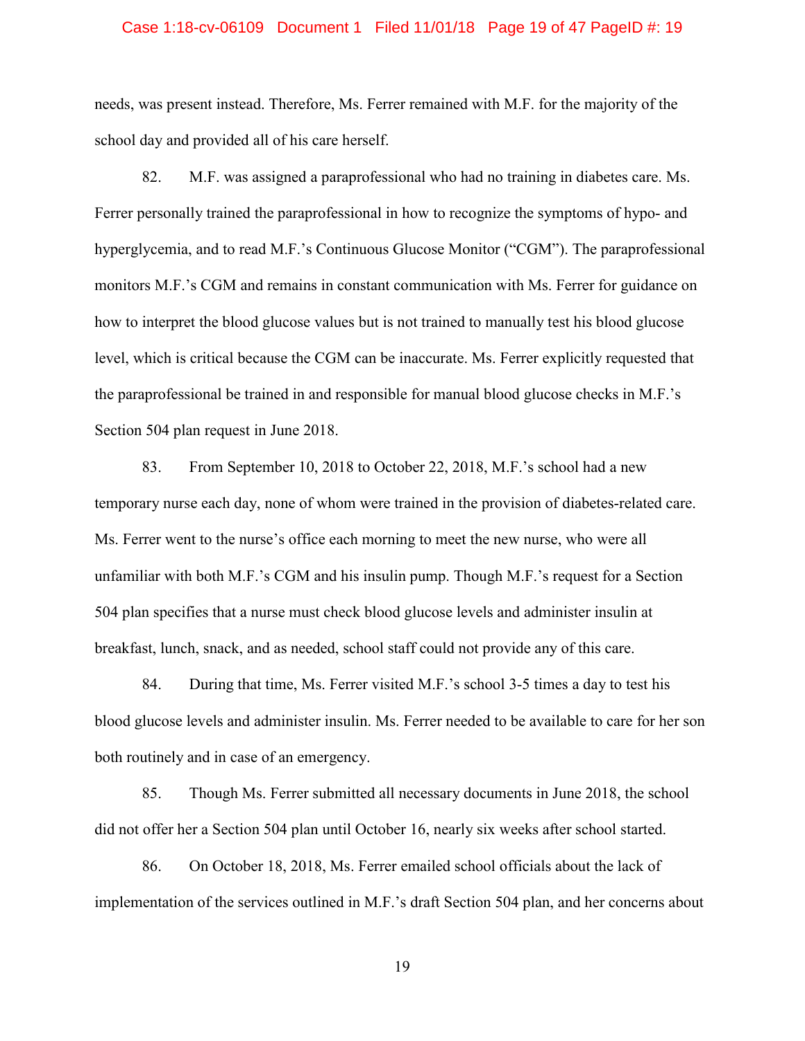needs, was present instead. Therefore, Ms. Ferrer remained with M.F. for the majority of the school day and provided all of his care herself.

82. M.F. was assigned a paraprofessional who had no training in diabetes care. Ms. Ferrer personally trained the paraprofessional in how to recognize the symptoms of hypo- and hyperglycemia, and to read M.F.'s Continuous Glucose Monitor ("CGM"). The paraprofessional monitors M.F.'s CGM and remains in constant communication with Ms. Ferrer for guidance on how to interpret the blood glucose values but is not trained to manually test his blood glucose level, which is critical because the CGM can be inaccurate. Ms. Ferrer explicitly requested that the paraprofessional be trained in and responsible for manual blood glucose checks in M.F.'s Section 504 plan request in June 2018.

83. From September 10, 2018 to October 22, 2018, M.F.'s school had a new temporary nurse each day, none of whom were trained in the provision of diabetes-related care. Ms. Ferrer went to the nurse's office each morning to meet the new nurse, who were all unfamiliar with both M.F.'s CGM and his insulin pump. Though M.F.'s request for a Section 504 plan specifies that a nurse must check blood glucose levels and administer insulin at breakfast, lunch, snack, and as needed, school staff could not provide any of this care.

84. During that time, Ms. Ferrer visited M.F.'s school 3-5 times a day to test his blood glucose levels and administer insulin. Ms. Ferrer needed to be available to care for her son both routinely and in case of an emergency.

85. Though Ms. Ferrer submitted all necessary documents in June 2018, the school did not offer her a Section 504 plan until October 16, nearly six weeks after school started.

86. On October 18, 2018, Ms. Ferrer emailed school officials about the lack of implementation of the services outlined in M.F.'s draft Section 504 plan, and her concerns about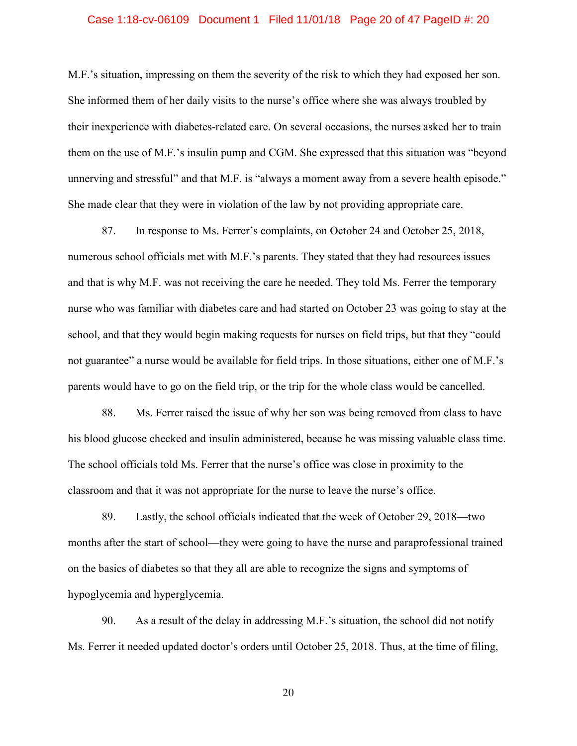M.F.'s situation, impressing on them the severity of the risk to which they had exposed her son. She informed them of her daily visits to the nurse's office where she was always troubled by their inexperience with diabetes-related care. On several occasions, the nurses asked her to train them on the use of M.F.'s insulin pump and CGM. She expressed that this situation was "beyond unnerving and stressful" and that M.F. is "always a moment away from a severe health episode." She made clear that they were in violation of the law by not providing appropriate care.

87. In response to Ms. Ferrer's complaints, on October 24 and October 25, 2018, numerous school officials met with M.F.'s parents. They stated that they had resources issues and that is why M.F. was not receiving the care he needed. They told Ms. Ferrer the temporary nurse who was familiar with diabetes care and had started on October 23 was going to stay at the school, and that they would begin making requests for nurses on field trips, but that they "could not guarantee" a nurse would be available for field trips. In those situations, either one of M.F.'s parents would have to go on the field trip, or the trip for the whole class would be cancelled.

88. Ms. Ferrer raised the issue of why her son was being removed from class to have his blood glucose checked and insulin administered, because he was missing valuable class time. The school officials told Ms. Ferrer that the nurse's office was close in proximity to the classroom and that it was not appropriate for the nurse to leave the nurse's office.

89. Lastly, the school officials indicated that the week of October 29, 2018—two months after the start of school—they were going to have the nurse and paraprofessional trained on the basics of diabetes so that they all are able to recognize the signs and symptoms of hypoglycemia and hyperglycemia.

90. As a result of the delay in addressing M.F.'s situation, the school did not notify Ms. Ferrer it needed updated doctor's orders until October 25, 2018. Thus, at the time of filing,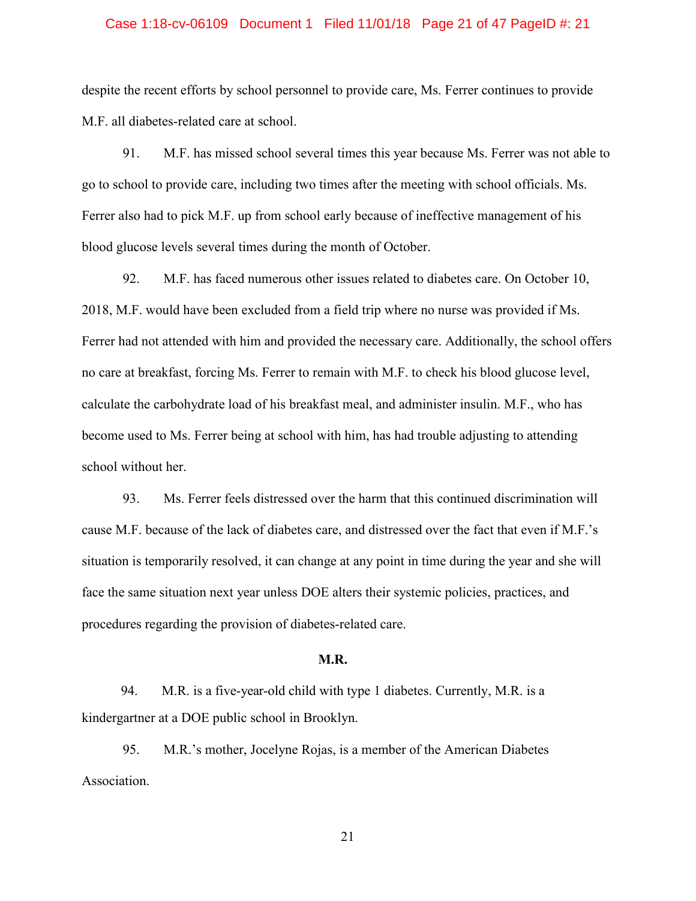despite the recent efforts by school personnel to provide care, Ms. Ferrer continues to provide M.F. all diabetes-related care at school.

91. M.F. has missed school several times this year because Ms. Ferrer was not able to go to school to provide care, including two times after the meeting with school officials. Ms. Ferrer also had to pick M.F. up from school early because of ineffective management of his blood glucose levels several times during the month of October.

92. M.F. has faced numerous other issues related to diabetes care. On October 10, 2018, M.F. would have been excluded from a field trip where no nurse was provided if Ms. Ferrer had not attended with him and provided the necessary care. Additionally, the school offers no care at breakfast, forcing Ms. Ferrer to remain with M.F. to check his blood glucose level, calculate the carbohydrate load of his breakfast meal, and administer insulin. M.F., who has become used to Ms. Ferrer being at school with him, has had trouble adjusting to attending school without her.

93. Ms. Ferrer feels distressed over the harm that this continued discrimination will cause M.F. because of the lack of diabetes care, and distressed over the fact that even if M.F.'s situation is temporarily resolved, it can change at any point in time during the year and she will face the same situation next year unless DOE alters their systemic policies, practices, and procedures regarding the provision of diabetes-related care.

**M.R.**

94. M.R. is a five-year-old child with type 1 diabetes. Currently, M.R. is a kindergartner at a DOE public school in Brooklyn.

95. M.R.'s mother, Jocelyne Rojas, is a member of the American Diabetes Association.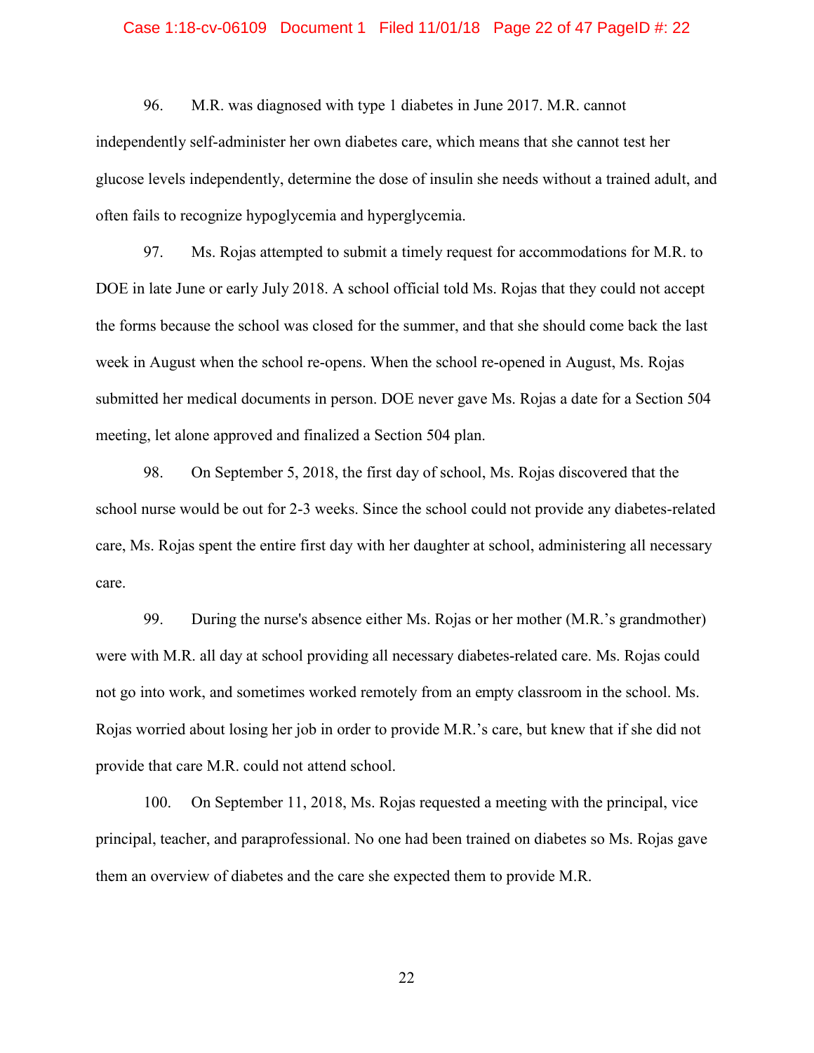96. M.R. was diagnosed with type 1 diabetes in June 2017. M.R. cannot independently self-administer her own diabetes care, which means that she cannot test her glucose levels independently, determine the dose of insulin she needs without a trained adult, and often fails to recognize hypoglycemia and hyperglycemia.

97. Ms. Rojas attempted to submit a timely request for accommodations for M.R. to DOE in late June or early July 2018. A school official told Ms. Rojas that they could not accept the forms because the school was closed for the summer, and that she should come back the last week in August when the school re-opens. When the school re-opened in August, Ms. Rojas submitted her medical documents in person. DOE never gave Ms. Rojas a date for a Section 504 meeting, let alone approved and finalized a Section 504 plan.

98. On September 5, 2018, the first day of school, Ms. Rojas discovered that the school nurse would be out for 2-3 weeks. Since the school could not provide any diabetes-related care, Ms. Rojas spent the entire first day with her daughter at school, administering all necessary care.

99. During the nurse's absence either Ms. Rojas or her mother (M.R.'s grandmother) were with M.R. all day at school providing all necessary diabetes-related care. Ms. Rojas could not go into work, and sometimes worked remotely from an empty classroom in the school. Ms. Rojas worried about losing her job in order to provide M.R.'s care, but knew that if she did not provide that care M.R. could not attend school.

100. On September 11, 2018, Ms. Rojas requested a meeting with the principal, vice principal, teacher, and paraprofessional. No one had been trained on diabetes so Ms. Rojas gave them an overview of diabetes and the care she expected them to provide M.R.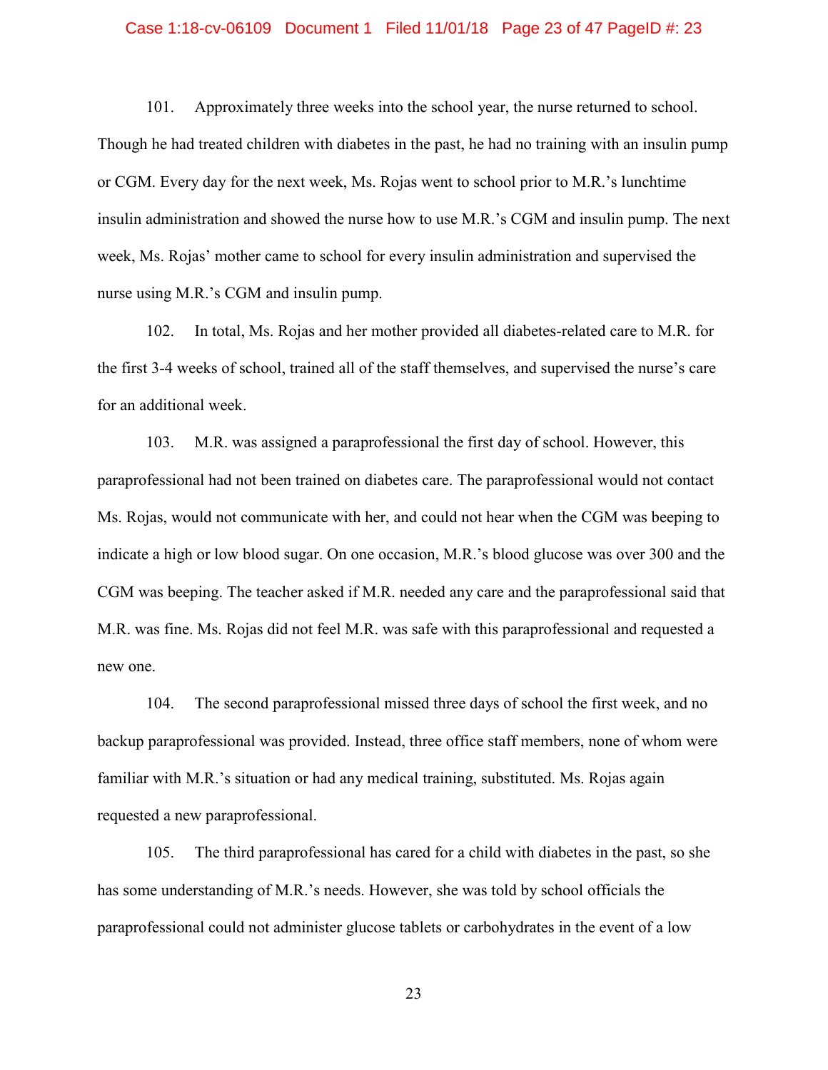101. Approximately three weeks into the school year, the nurse returned to school. Though he had treated children with diabetes in the past, he had no training with an insulin pump or CGM. Every day for the next week, Ms. Rojas went to school prior to M.R.'s lunchtime insulin administration and showed the nurse how to use M.R.'s CGM and insulin pump. The next week, Ms. Rojas' mother came to school for every insulin administration and supervised the nurse using M.R.'s CGM and insulin pump.

102. In total, Ms. Rojas and her mother provided all diabetes-related care to M.R. for the first 3-4 weeks of school, trained all of the staff themselves, and supervised the nurse's care for an additional week.

103. M.R. was assigned a paraprofessional the first day of school. However, this paraprofessional had not been trained on diabetes care. The paraprofessional would not contact Ms. Rojas, would not communicate with her, and could not hear when the CGM was beeping to indicate a high or low blood sugar. On one occasion, M.R.'s blood glucose was over 300 and the CGM was beeping. The teacher asked if M.R. needed any care and the paraprofessional said that M.R. was fine. Ms. Rojas did not feel M.R. was safe with this paraprofessional and requested a new one.

104. The second paraprofessional missed three days of school the first week, and no backup paraprofessional was provided. Instead, three office staff members, none of whom were familiar with M.R.'s situation or had any medical training, substituted. Ms. Rojas again requested a new paraprofessional.

105. The third paraprofessional has cared for a child with diabetes in the past, so she has some understanding of M.R.'s needs. However, she was told by school officials the paraprofessional could not administer glucose tablets or carbohydrates in the event of a low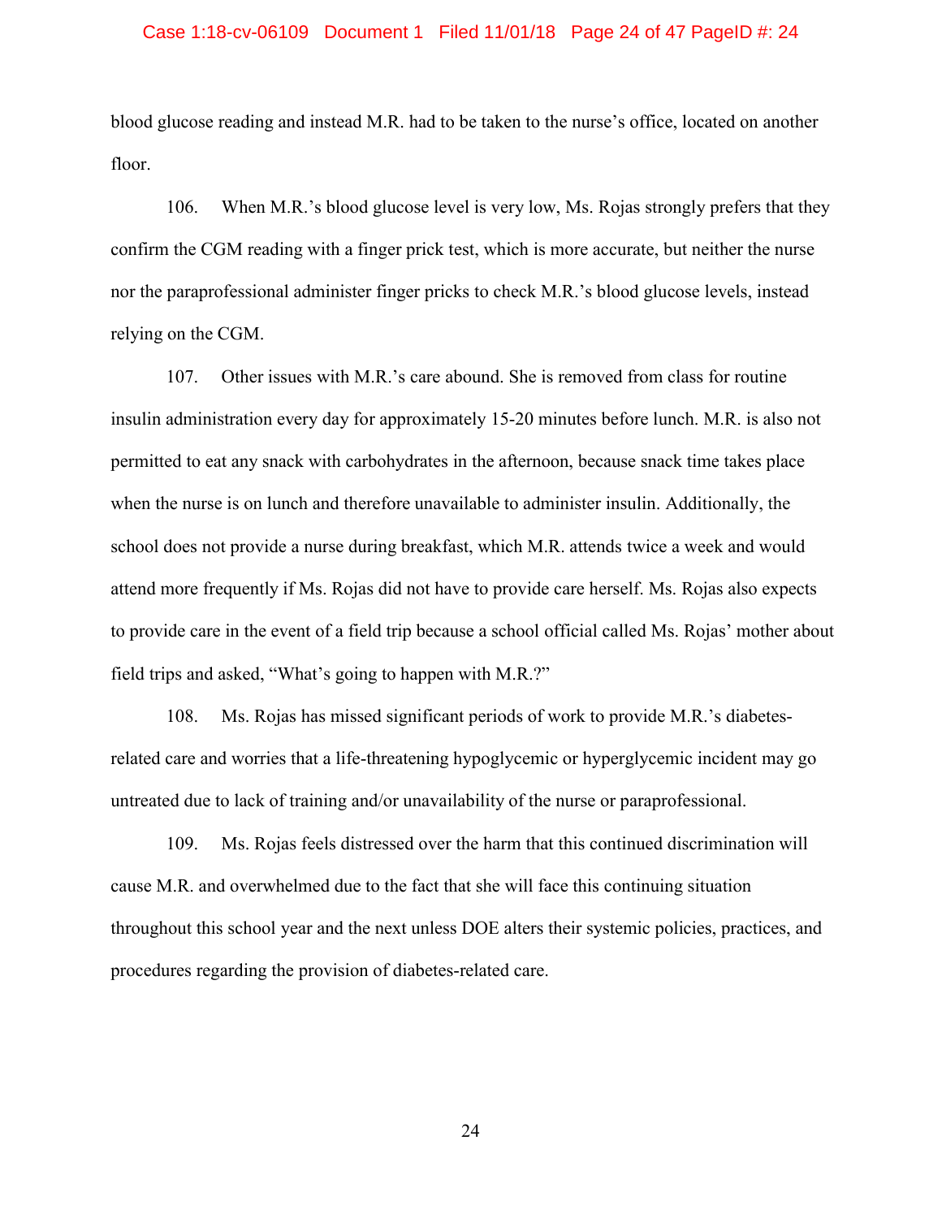blood glucose reading and instead M.R. had to be taken to the nurse's office, located on another floor.

106. When M.R.'s blood glucose level is very low, Ms. Rojas strongly prefers that they confirm the CGM reading with a finger prick test, which is more accurate, but neither the nurse nor the paraprofessional administer finger pricks to check M.R.'s blood glucose levels, instead relying on the CGM.

107. Other issues with M.R.'s care abound. She is removed from class for routine insulin administration every day for approximately 15-20 minutes before lunch. M.R. is also not permitted to eat any snack with carbohydrates in the afternoon, because snack time takes place when the nurse is on lunch and therefore unavailable to administer insulin. Additionally, the school does not provide a nurse during breakfast, which M.R. attends twice a week and would attend more frequently if Ms. Rojas did not have to provide care herself. Ms. Rojas also expects to provide care in the event of a field trip because a school official called Ms. Rojas' mother about field trips and asked, "What's going to happen with M.R.?"

108. Ms. Rojas has missed significant periods of work to provide M.R.'s diabetes-related care and worries that a life-threatening hypoglycemic or hyperglycemic incident may go untreated due to lack of training and/or unavailability of the nurse or paraprofessional.

109. Ms. Rojas feels distressed over the harm that this continued discrimination will cause M.R. and overwhelmed due to the fact that she will face this continuing situation throughout this school year and the next unless DOE alters their systemic policies, practices, and procedures regarding the provision of diabetes-related care.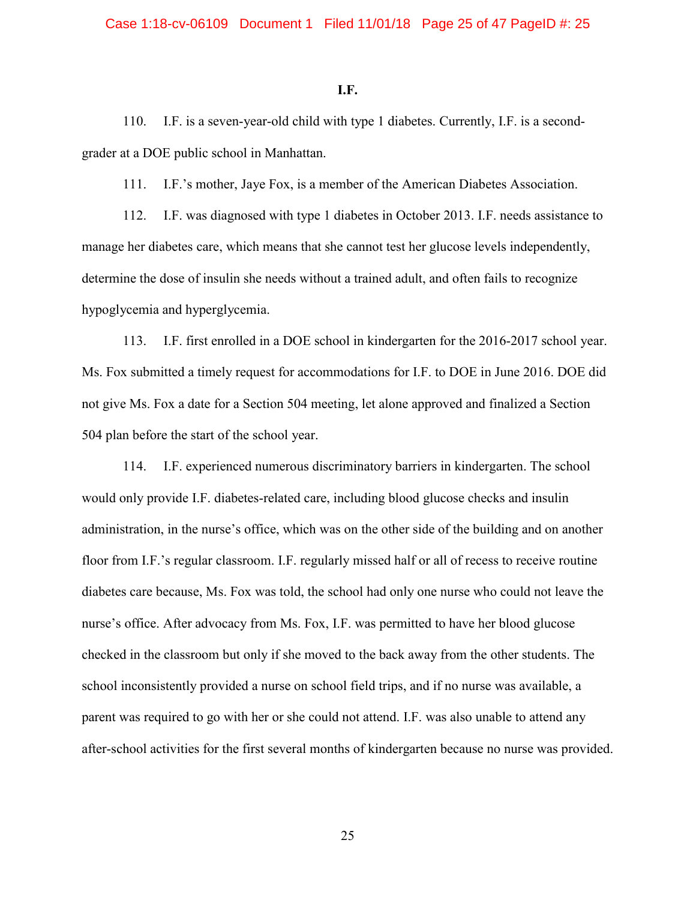### I.F.

110. I.F. is a seven-year-old child with type 1 diabetes. Currently, I.F. is a second-grader at a DOE public school in Manhattan.

111. I.F.'s mother, Jaye Fox, is a member of the American Diabetes Association.

112. I.F. was diagnosed with type 1 diabetes in October 2013. I.F. needs assistance to manage her diabetes care, which means that she cannot test her glucose levels independently, determine the dose of insulin she needs without a trained adult, and often fails to recognize hypoglycemia and hyperglycemia.

113. I.F. first enrolled in a DOE school in kindergarten for the 2016-2017 school year. Ms. Fox submitted a timely request for accommodations for I.F. to DOE in June 2016. DOE did not give Ms. Fox a date for a Section 504 meeting, let alone approved and finalized a Section 504 plan before the start of the school year.

114. I.F. experienced numerous discriminatory barriers in kindergarten. The school would only provide I.F. diabetes-related care, including blood glucose checks and insulin administration, in the nurse's office, which was on the other side of the building and on another floor from I.F.'s regular classroom. I.F. regularly missed half or all of recess to receive routine diabetes care because, Ms. Fox was told, the school had only one nurse who could not leave the nurse's office. After advocacy from Ms. Fox, I.F. was permitted to have her blood glucose checked in the classroom but only if she moved to the back away from the other students. The school inconsistently provided a nurse on school field trips, and if no nurse was available, a parent was required to go with her or she could not attend. I.F. was also unable to attend any after-school activities for the first several months of kindergarten because no nurse was provided.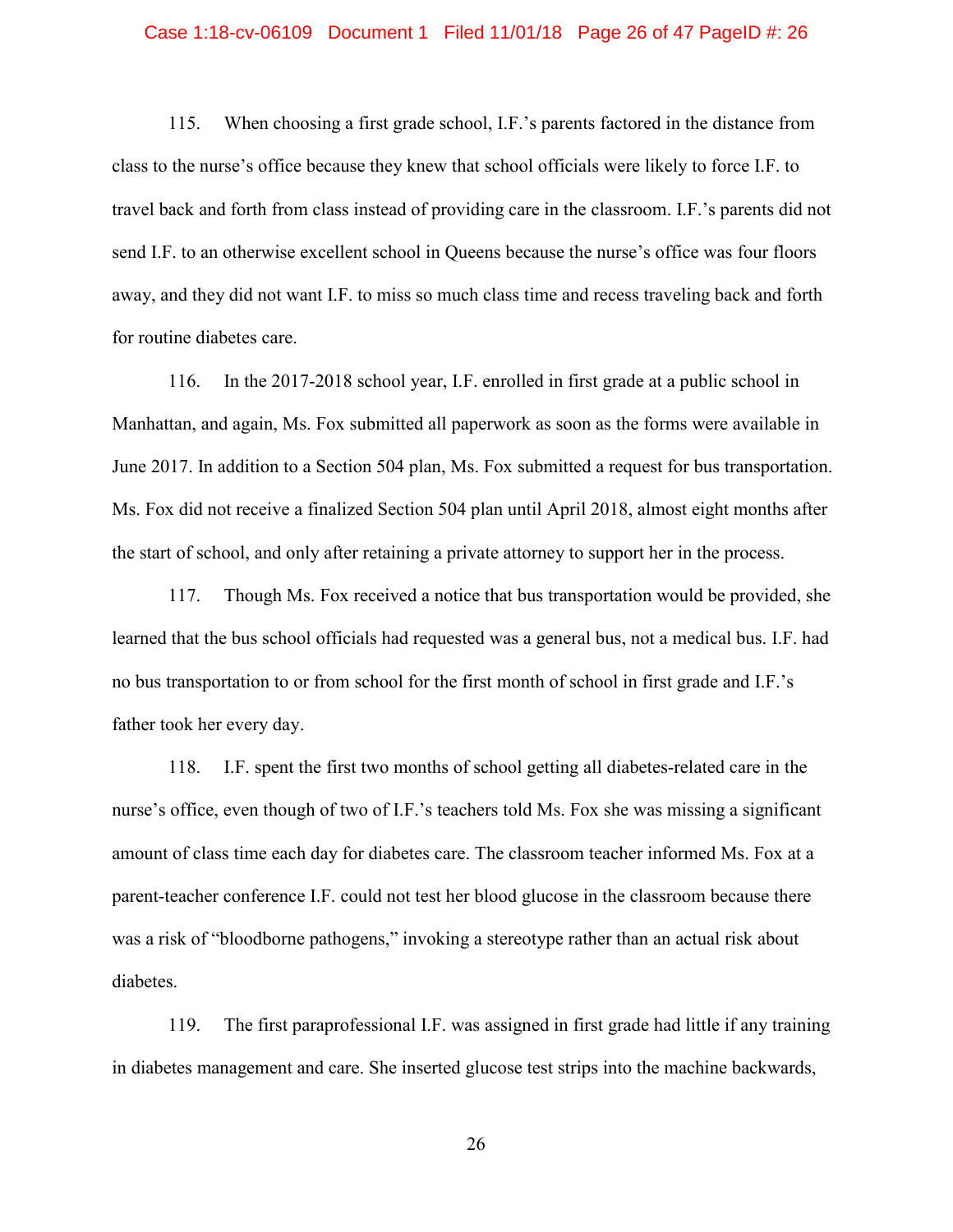115. When choosing a first grade school, I.F.'s parents factored in the distance from class to the nurse's office because they knew that school officials were likely to force I.F. to travel back and forth from class instead of providing care in the classroom. I.F.'s parents did not send I.F. to an otherwise excellent school in Queens because the nurse's office was four floors away, and they did not want I.F. to miss so much class time and recess traveling back and forth for routine diabetes care.

116. In the 2017-2018 school year, I.F. enrolled in first grade at a public school in Manhattan, and again, Ms. Fox submitted all paperwork as soon as the forms were available in June 2017. In addition to a Section 504 plan, Ms. Fox submitted a request for bus transportation. Ms. Fox did not receive a finalized Section 504 plan until April 2018, almost eight months after the start of school, and only after retaining a private attorney to support her in the process.

117. Though Ms. Fox received a notice that bus transportation would be provided, she learned that the bus school officials had requested was a general bus, not a medical bus. I.F. had no bus transportation to or from school for the first month of school in first grade and I.F.'s father took her every day.

118. I.F. spent the first two months of school getting all diabetes-related care in the nurse's office, even though of two of I.F.'s teachers told Ms. Fox she was missing a significant amount of class time each day for diabetes care. The classroom teacher informed Ms. Fox at a parent-teacher conference I.F. could not test her blood glucose in the classroom because there was a risk of "bloodborne pathogens," invoking a stereotype rather than an actual risk about diabetes.

119. The first paraprofessional I.F. was assigned in first grade had little if any training in diabetes management and care. She inserted glucose test strips into the machine backwards,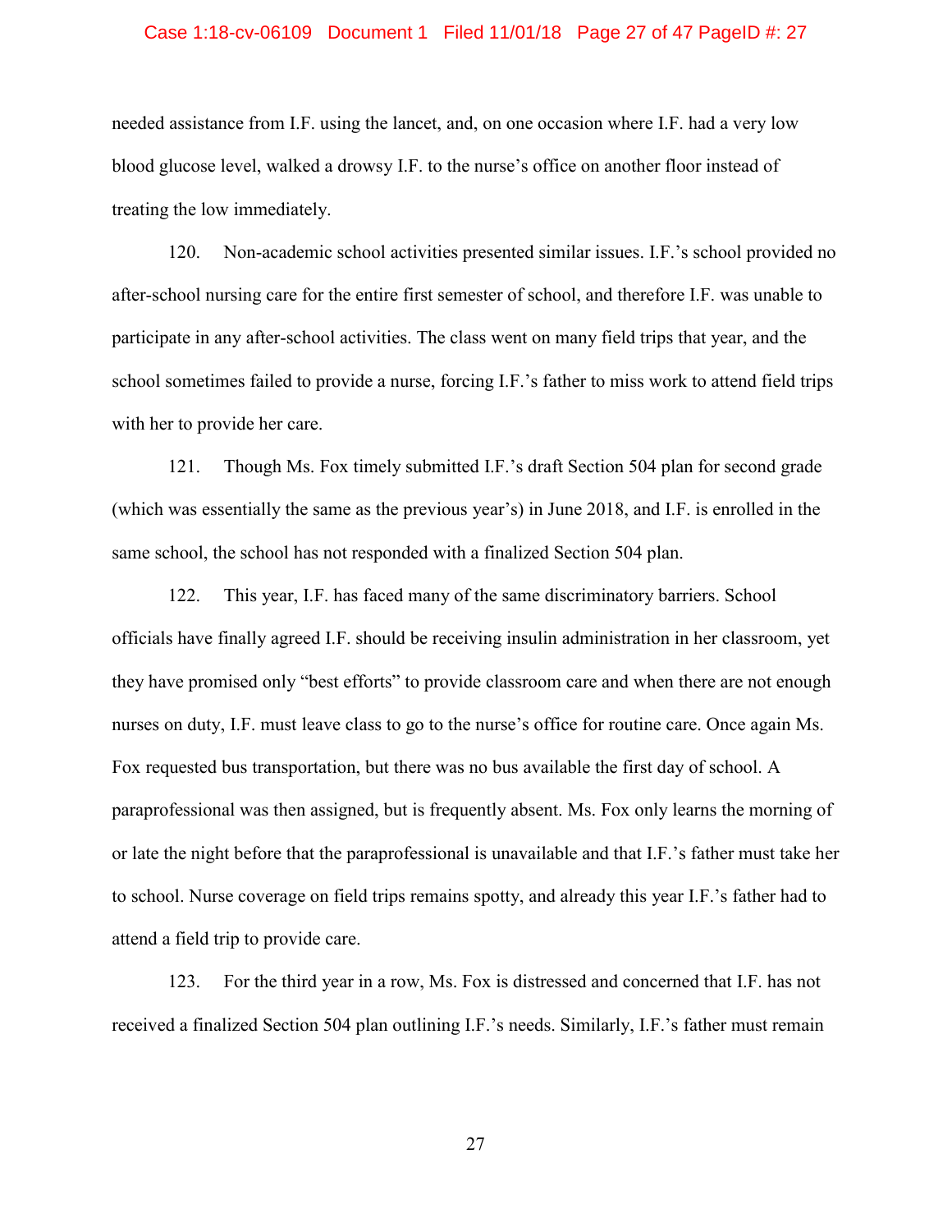needed assistance from I.F. using the lancet, and, on one occasion where I.F. had a very low blood glucose level, walked a drowsy I.F. to the nurse's office on another floor instead of treating the low immediately.

120. Non-academic school activities presented similar issues. I.F.'s school provided no after-school nursing care for the entire first semester of school, and therefore I.F. was unable to participate in any after-school activities. The class went on many field trips that year, and the school sometimes failed to provide a nurse, forcing I.F.'s father to miss work to attend field trips with her to provide her care.

121. Though Ms. Fox timely submitted I.F.'s draft Section 504 plan for second grade (which was essentially the same as the previous year's) in June 2018, and I.F. is enrolled in the same school, the school has not responded with a finalized Section 504 plan.

122. This year, I.F. has faced many of the same discriminatory barriers. School officials have finally agreed I.F. should be receiving insulin administration in her classroom, yet they have promised only "best efforts" to provide classroom care and when there are not enough nurses on duty, I.F. must leave class to go to the nurse's office for routine care. Once again Ms. Fox requested bus transportation, but there was no bus available the first day of school. A paraprofessional was then assigned, but is frequently absent. Ms. Fox only learns the morning of or late the night before that the paraprofessional is unavailable and that I.F.'s father must take her to school. Nurse coverage on field trips remains spotty, and already this year I.F.'s father had to attend a field trip to provide care.

123. For the third year in a row, Ms. Fox is distressed and concerned that I.F. has not received a finalized Section 504 plan outlining I.F.'s needs. Similarly, I.F.'s father must remain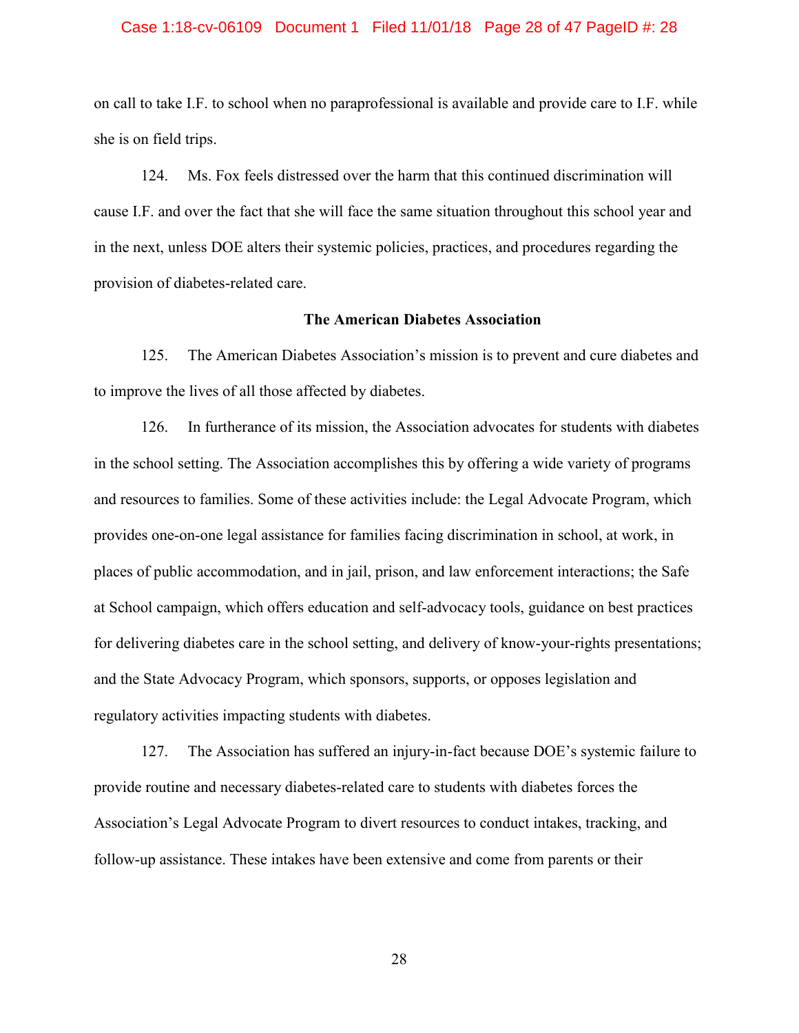on call to take I.F. to school when no paraprofessional is available and provide care to I.F. while she is on field trips.

124. Ms. Fox feels distressed over the harm that this continued discrimination will cause I.F. and over the fact that she will face the same situation throughout this school year and in the next, unless DOE alters their systemic policies, practices, and procedures regarding the provision of diabetes-related care.

**The American Diabetes Association**

125. The American Diabetes Association's mission is to prevent and cure diabetes and to improve the lives of all those affected by diabetes.

126. In furtherance of its mission, the Association advocates for students with diabetes in the school setting. The Association accomplishes this by offering a wide variety of programs and resources to families. Some of these activities include: the Legal Advocate Program, which provides one-on-one legal assistance for families facing discrimination in school, at work, in places of public accommodation, and in jail, prison, and law enforcement interactions; the Safe at School campaign, which offers education and self-advocacy tools, guidance on best practices for delivering diabetes care in the school setting, and delivery of know-your-rights presentations; and the State Advocacy Program, which sponsors, supports, or opposes legislation and regulatory activities impacting students with diabetes.

127. The Association has suffered an injury-in-fact because DOE's systemic failure to provide routine and necessary diabetes-related care to students with diabetes forces the Association's Legal Advocate Program to divert resources to conduct intakes, tracking, and follow-up assistance. These intakes have been extensive and come from parents or their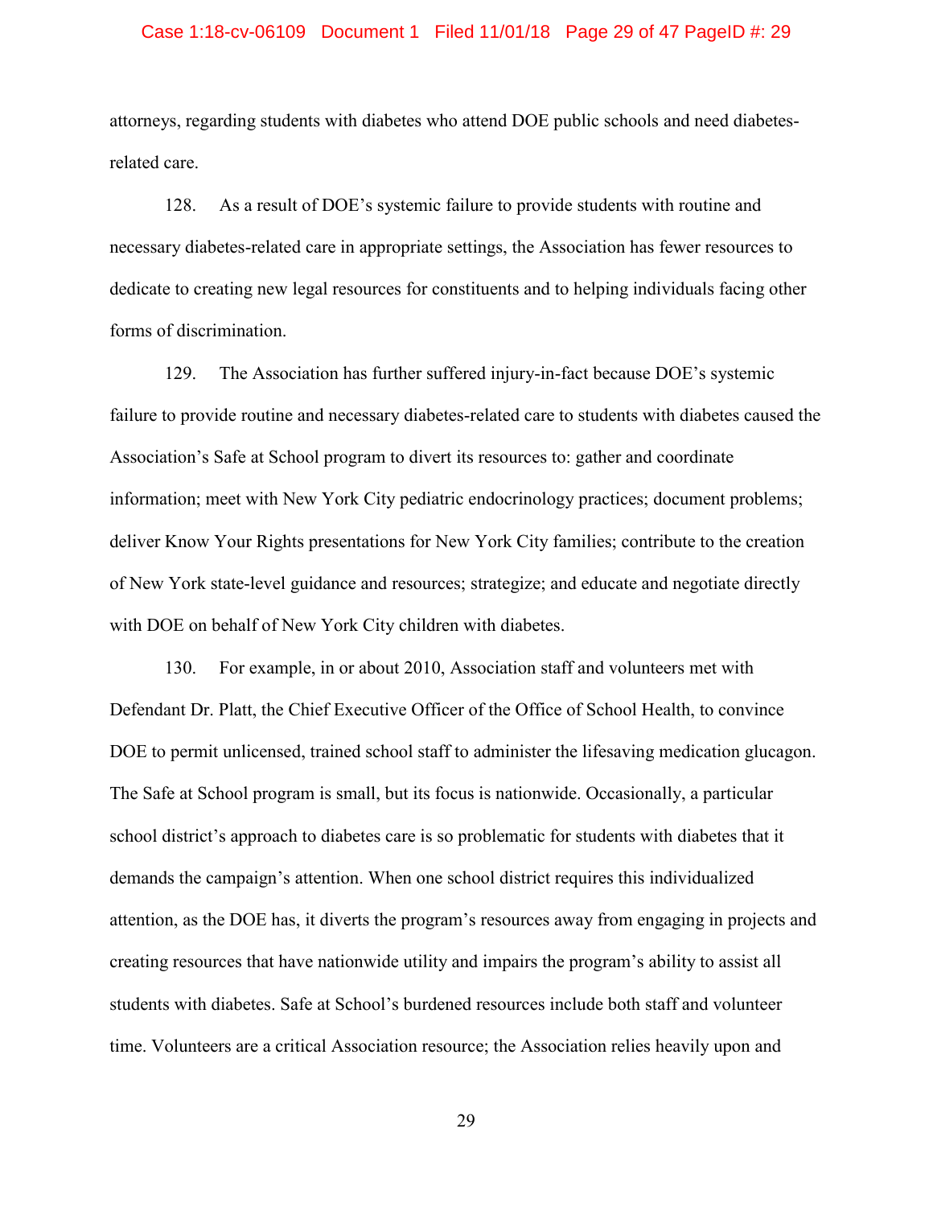attorneys, regarding students with diabetes who attend DOE public schools and need diabetes-related care.

128. As a result of DOE's systemic failure to provide students with routine and necessary diabetes-related care in appropriate settings, the Association has fewer resources to dedicate to creating new legal resources for constituents and to helping individuals facing other forms of discrimination.

129. The Association has further suffered injury-in-fact because DOE's systemic failure to provide routine and necessary diabetes-related care to students with diabetes caused the Association's Safe at School program to divert its resources to: gather and coordinate information; meet with New York City pediatric endocrinology practices; document problems; deliver Know Your Rights presentations for New York City families; contribute to the creation of New York state-level guidance and resources; strategize; and educate and negotiate directly with DOE on behalf of New York City children with diabetes.

130. For example, in or about 2010, Association staff and volunteers met with Defendant Dr. Platt, the Chief Executive Officer of the Office of School Health, to convince DOE to permit unlicensed, trained school staff to administer the lifesaving medication glucagon. The Safe at School program is small, but its focus is nationwide. Occasionally, a particular school district's approach to diabetes care is so problematic for students with diabetes that it demands the campaign's attention. When one school district requires this individualized attention, as the DOE has, it diverts the program's resources away from engaging in projects and creating resources that have nationwide utility and impairs the program's ability to assist all students with diabetes. Safe at School's burdened resources include both staff and volunteer time. Volunteers are a critical Association resource; the Association relies heavily upon and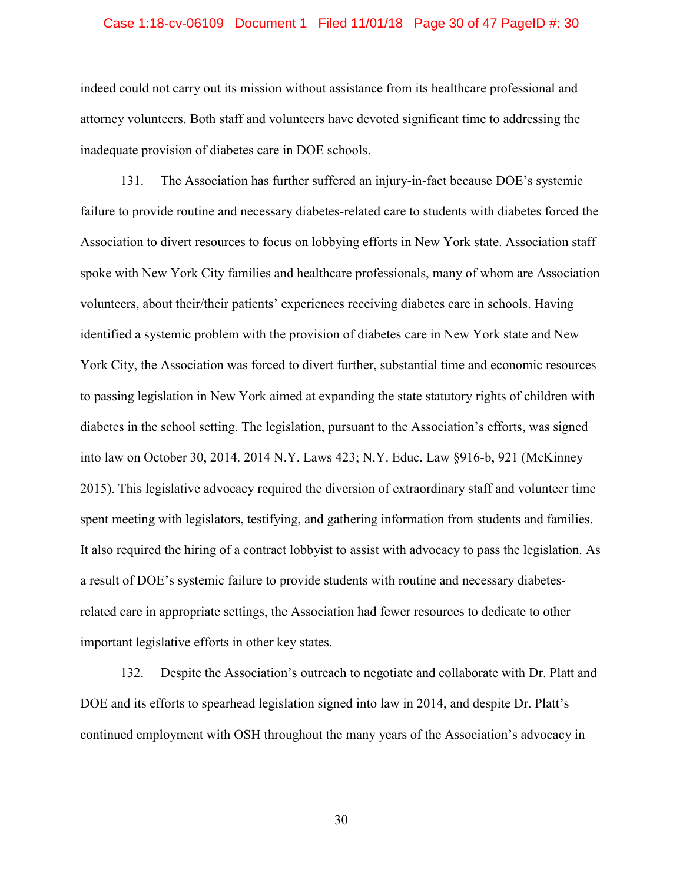indeed could not carry out its mission without assistance from its healthcare professional and attorney volunteers. Both staff and volunteers have devoted significant time to addressing the inadequate provision of diabetes care in DOE schools.

131. The Association has further suffered an injury-in-fact because DOE's systemic failure to provide routine and necessary diabetes-related care to students with diabetes forced the Association to divert resources to focus on lobbying efforts in New York state. Association staff spoke with New York City families and healthcare professionals, many of whom are Association volunteers, about their/their patients' experiences receiving diabetes care in schools. Having identified a systemic problem with the provision of diabetes care in New York state and New York City, the Association was forced to divert further, substantial time and economic resources to passing legislation in New York aimed at expanding the state statutory rights of children with diabetes in the school setting. The legislation, pursuant to the Association's efforts, was signed into law on October 30, 2014. 2014 N.Y. Laws 423; N.Y. Educ. Law §916-b, 921 (McKinney 2015). This legislative advocacy required the diversion of extraordinary staff and volunteer time spent meeting with legislators, testifying, and gathering information from students and families. It also required the hiring of a contract lobbyist to assist with advocacy to pass the legislation. As a result of DOE's systemic failure to provide students with routine and necessary diabetes-related care in appropriate settings, the Association had fewer resources to dedicate to other important legislative efforts in other key states.

132. Despite the Association's outreach to negotiate and collaborate with Dr. Platt and DOE and its efforts to spearhead legislation signed into law in 2014, and despite Dr. Platt's continued employment with OSH throughout the many years of the Association's advocacy in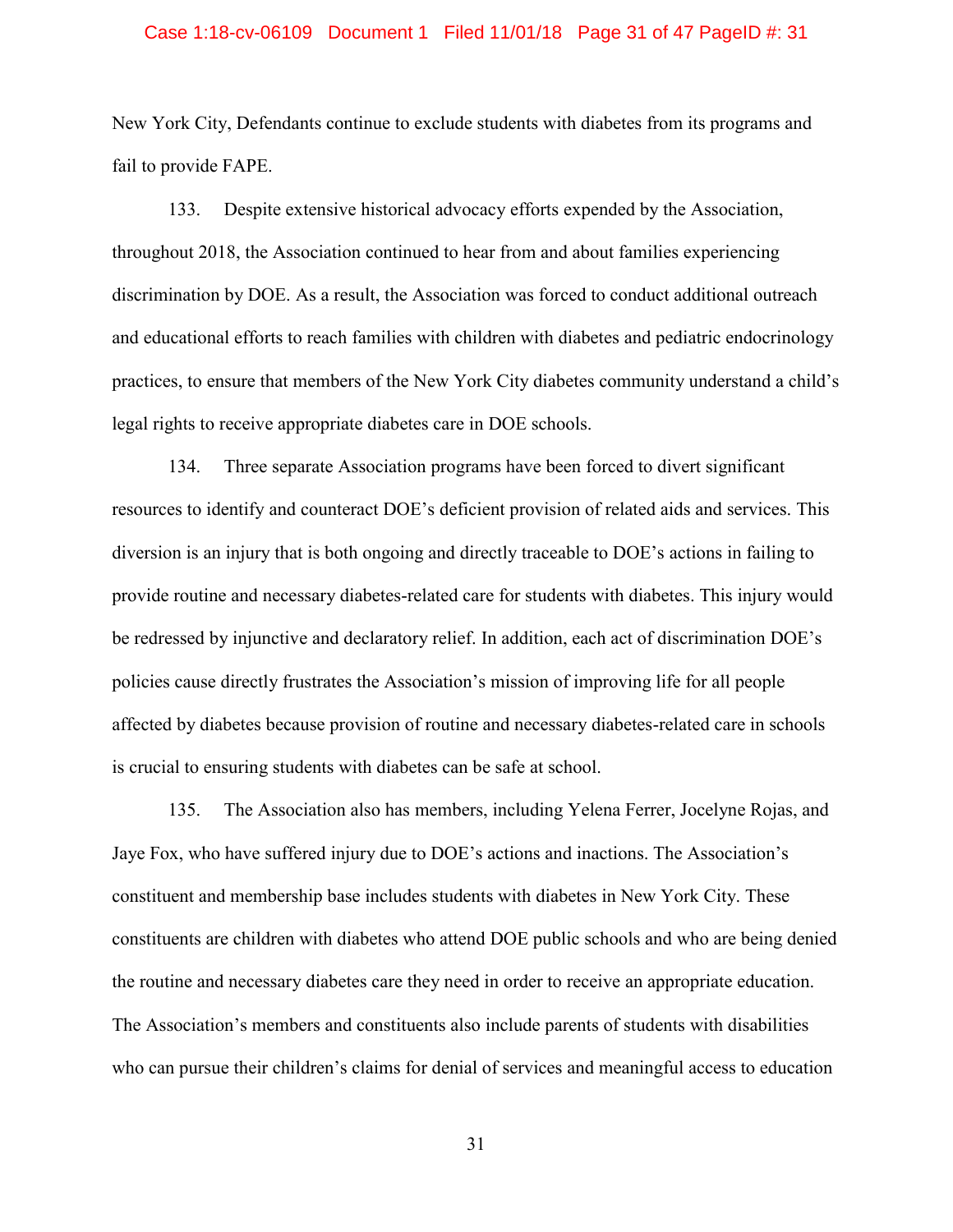New York City, Defendants continue to exclude students with diabetes from its programs and fail to provide FAPE.

133. Despite extensive historical advocacy efforts expended by the Association, throughout 2018, the Association continued to hear from and about families experiencing discrimination by DOE. As a result, the Association was forced to conduct additional outreach and educational efforts to reach families with children with diabetes and pediatric endocrinology practices, to ensure that members of the New York City diabetes community understand a child's legal rights to receive appropriate diabetes care in DOE schools.

134. Three separate Association programs have been forced to divert significant resources to identify and counteract DOE's deficient provision of related aids and services. This diversion is an injury that is both ongoing and directly traceable to DOE's actions in failing to provide routine and necessary diabetes-related care for students with diabetes. This injury would be redressed by injunctive and declaratory relief. In addition, each act of discrimination DOE's policies cause directly frustrates the Association's mission of improving life for all people affected by diabetes because provision of routine and necessary diabetes-related care in schools is crucial to ensuring students with diabetes can be safe at school.

135. The Association also has members, including Yelena Ferrer, Jocelyne Rojas, and Jaye Fox, who have suffered injury due to DOE's actions and inactions. The Association's constituent and membership base includes students with diabetes in New York City. These constituents are children with diabetes who attend DOE public schools and who are being denied the routine and necessary diabetes care they need in order to receive an appropriate education. The Association's members and constituents also include parents of students with disabilities who can pursue their children's claims for denial of services and meaningful access to education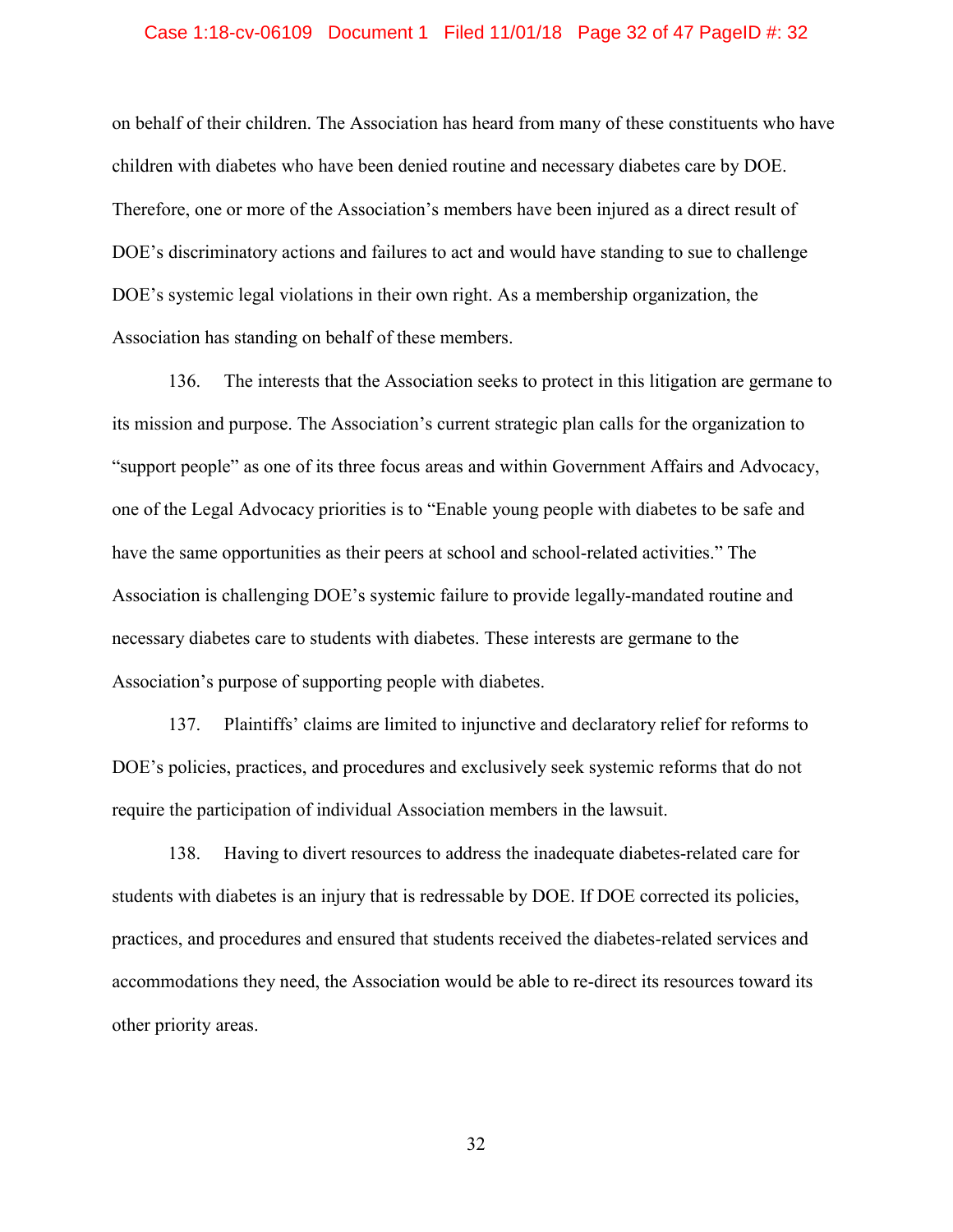on behalf of their children. The Association has heard from many of these constituents who have children with diabetes who have been denied routine and necessary diabetes care by DOE. Therefore, one or more of the Association's members have been injured as a direct result of DOE's discriminatory actions and failures to act and would have standing to sue to challenge DOE's systemic legal violations in their own right. As a membership organization, the Association has standing on behalf of these members.

136. The interests that the Association seeks to protect in this litigation are germane to its mission and purpose. The Association's current strategic plan calls for the organization to "support people" as one of its three focus areas and within Government Affairs and Advocacy, one of the Legal Advocacy priorities is to "Enable young people with diabetes to be safe and have the same opportunities as their peers at school and school-related activities." The Association is challenging DOE's systemic failure to provide legally-mandated routine and necessary diabetes care to students with diabetes. These interests are germane to the Association's purpose of supporting people with diabetes.

137. Plaintiffs' claims are limited to injunctive and declaratory relief for reforms to DOE's policies, practices, and procedures and exclusively seek systemic reforms that do not require the participation of individual Association members in the lawsuit.

138. Having to divert resources to address the inadequate diabetes-related care for students with diabetes is an injury that is redressable by DOE. If DOE corrected its policies, practices, and procedures and ensured that students received the diabetes-related services and accommodations they need, the Association would be able to re-direct its resources toward its other priority areas.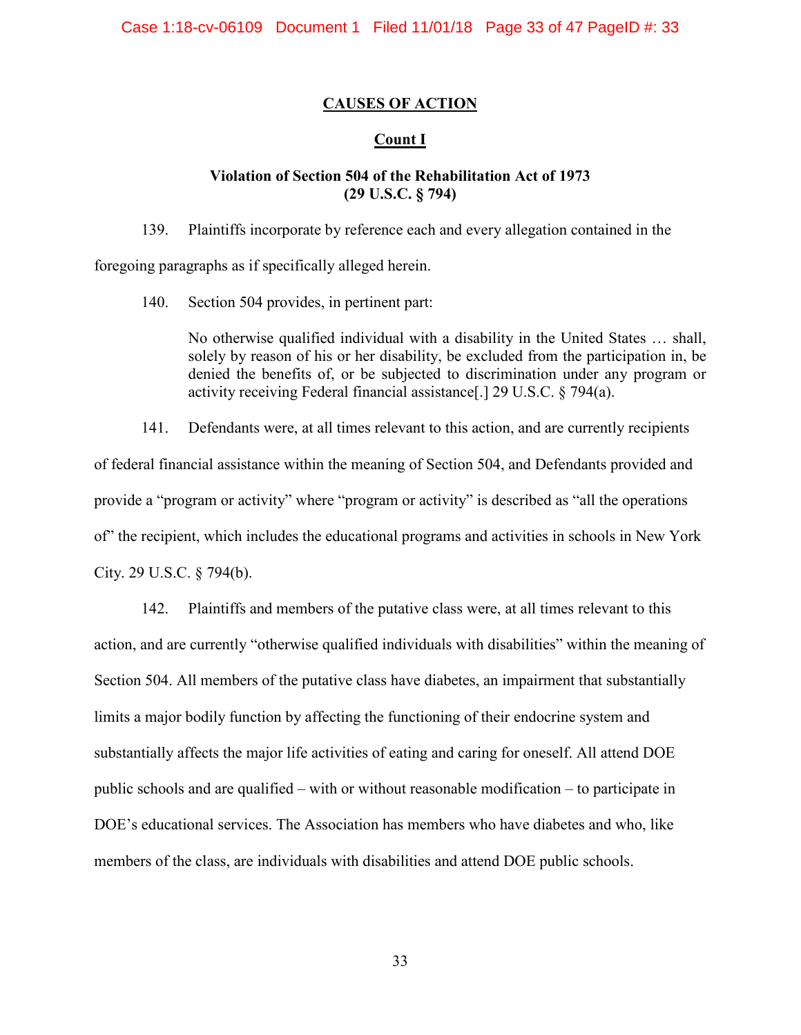## CAUSES OF ACTION

### Count I

### Violation of Section 504 of the Rehabilitation Act of 1973 (29 U.S.C. § 794)

139. Plaintiffs incorporate by reference each and every allegation contained in the foregoing paragraphs as if specifically alleged herein.

140. Section 504 provides, in pertinent part:

> No otherwise qualified individual with a disability in the United States … shall, solely by reason of his or her disability, be excluded from the participation in, be denied the benefits of, or be subjected to discrimination under any program or activity receiving Federal financial assistance[.] 29 U.S.C. § 794(a).

141. Defendants were, at all times relevant to this action, and are currently recipients of federal financial assistance within the meaning of Section 504, and Defendants provided and provide a "program or activity" where "program or activity" is described as "all the operations of" the recipient, which includes the educational programs and activities in schools in New York City. 29 U.S.C. § 794(b).

142. Plaintiffs and members of the putative class were, at all times relevant to this action, and are currently "otherwise qualified individuals with disabilities" within the meaning of Section 504. All members of the putative class have diabetes, an impairment that substantially limits a major bodily function by affecting the functioning of their endocrine system and substantially affects the major life activities of eating and caring for oneself. All attend DOE public schools and are qualified – with or without reasonable modification – to participate in DOE's educational services. The Association has members who have diabetes and who, like members of the class, are individuals with disabilities and attend DOE public schools.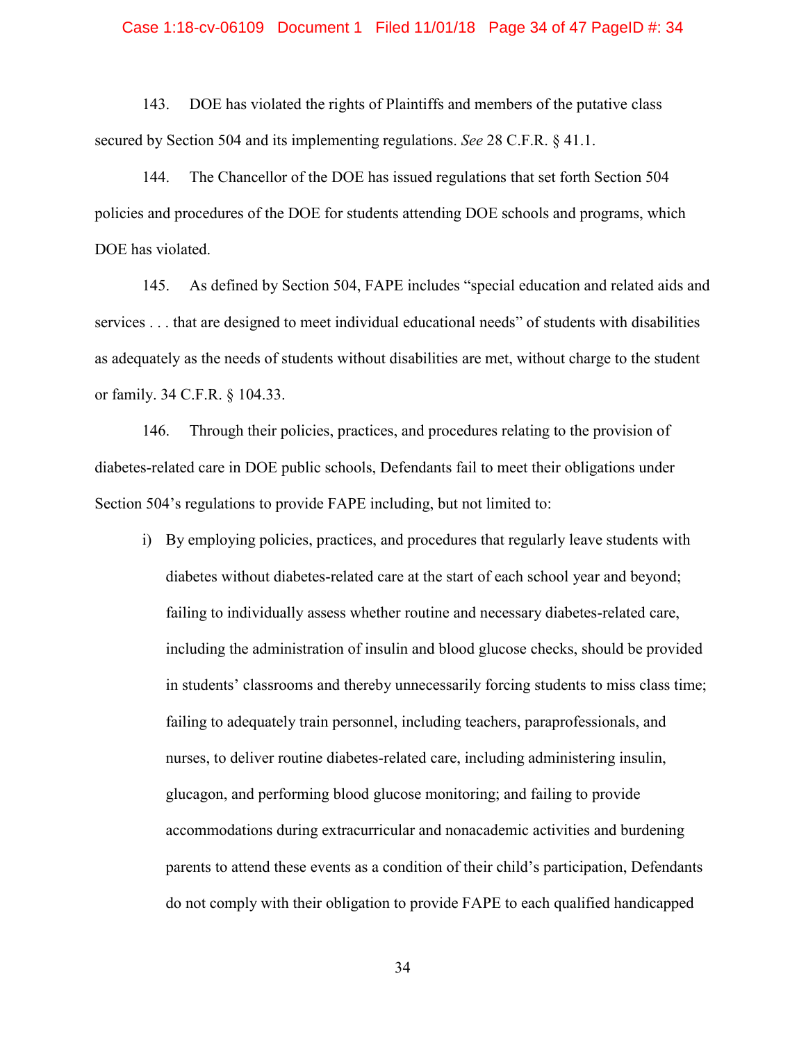143. DOE has violated the rights of Plaintiffs and members of the putative class secured by Section 504 and its implementing regulations. *See* 28 C.F.R. § 41.1.

144. The Chancellor of the DOE has issued regulations that set forth Section 504 policies and procedures of the DOE for students attending DOE schools and programs, which DOE has violated.

145. As defined by Section 504, FAPE includes "special education and related aids and services . . . that are designed to meet individual educational needs" of students with disabilities as adequately as the needs of students without disabilities are met, without charge to the student or family. 34 C.F.R. § 104.33.

146. Through their policies, practices, and procedures relating to the provision of diabetes-related care in DOE public schools, Defendants fail to meet their obligations under Section 504's regulations to provide FAPE including, but not limited to:

i) By employing policies, practices, and procedures that regularly leave students with diabetes without diabetes-related care at the start of each school year and beyond; failing to individually assess whether routine and necessary diabetes-related care, including the administration of insulin and blood glucose checks, should be provided in students' classrooms and thereby unnecessarily forcing students to miss class time; failing to adequately train personnel, including teachers, paraprofessionals, and nurses, to deliver routine diabetes-related care, including administering insulin, glucagon, and performing blood glucose monitoring; and failing to provide accommodations during extracurricular and nonacademic activities and burdening parents to attend these events as a condition of their child's participation, Defendants do not comply with their obligation to provide FAPE to each qualified handicapped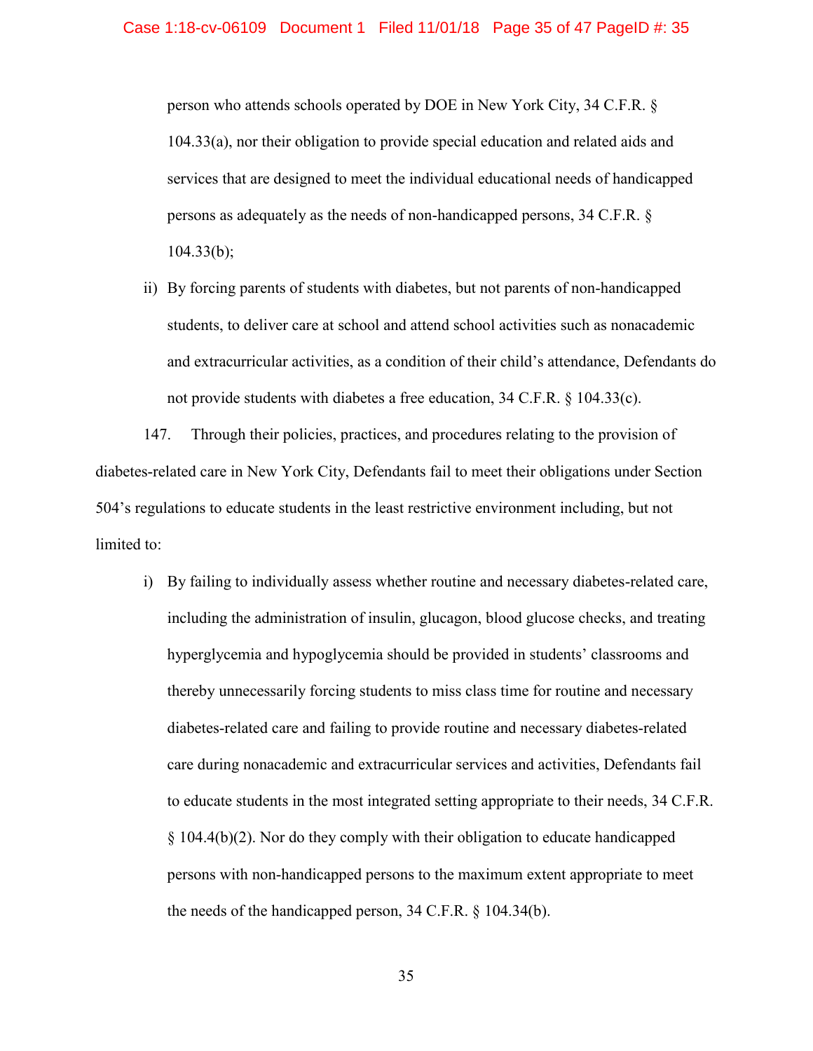person who attends schools operated by DOE in New York City, 34 C.F.R. § 104.33(a), nor their obligation to provide special education and related aids and services that are designed to meet the individual educational needs of handicapped persons as adequately as the needs of non-handicapped persons, 34 C.F.R. § 104.33(b);

ii) By forcing parents of students with diabetes, but not parents of non-handicapped students, to deliver care at school and attend school activities such as nonacademic and extracurricular activities, as a condition of their child's attendance, Defendants do not provide students with diabetes a free education, 34 C.F.R. § 104.33(c).

147. Through their policies, practices, and procedures relating to the provision of diabetes-related care in New York City, Defendants fail to meet their obligations under Section 504's regulations to educate students in the least restrictive environment including, but not limited to:

i) By failing to individually assess whether routine and necessary diabetes-related care, including the administration of insulin, glucagon, blood glucose checks, and treating hyperglycemia and hypoglycemia should be provided in students' classrooms and thereby unnecessarily forcing students to miss class time for routine and necessary diabetes-related care and failing to provide routine and necessary diabetes-related care during nonacademic and extracurricular services and activities, Defendants fail to educate students in the most integrated setting appropriate to their needs, 34 C.F.R. § 104.4(b)(2). Nor do they comply with their obligation to educate handicapped persons with non-handicapped persons to the maximum extent appropriate to meet the needs of the handicapped person, 34 C.F.R. § 104.34(b).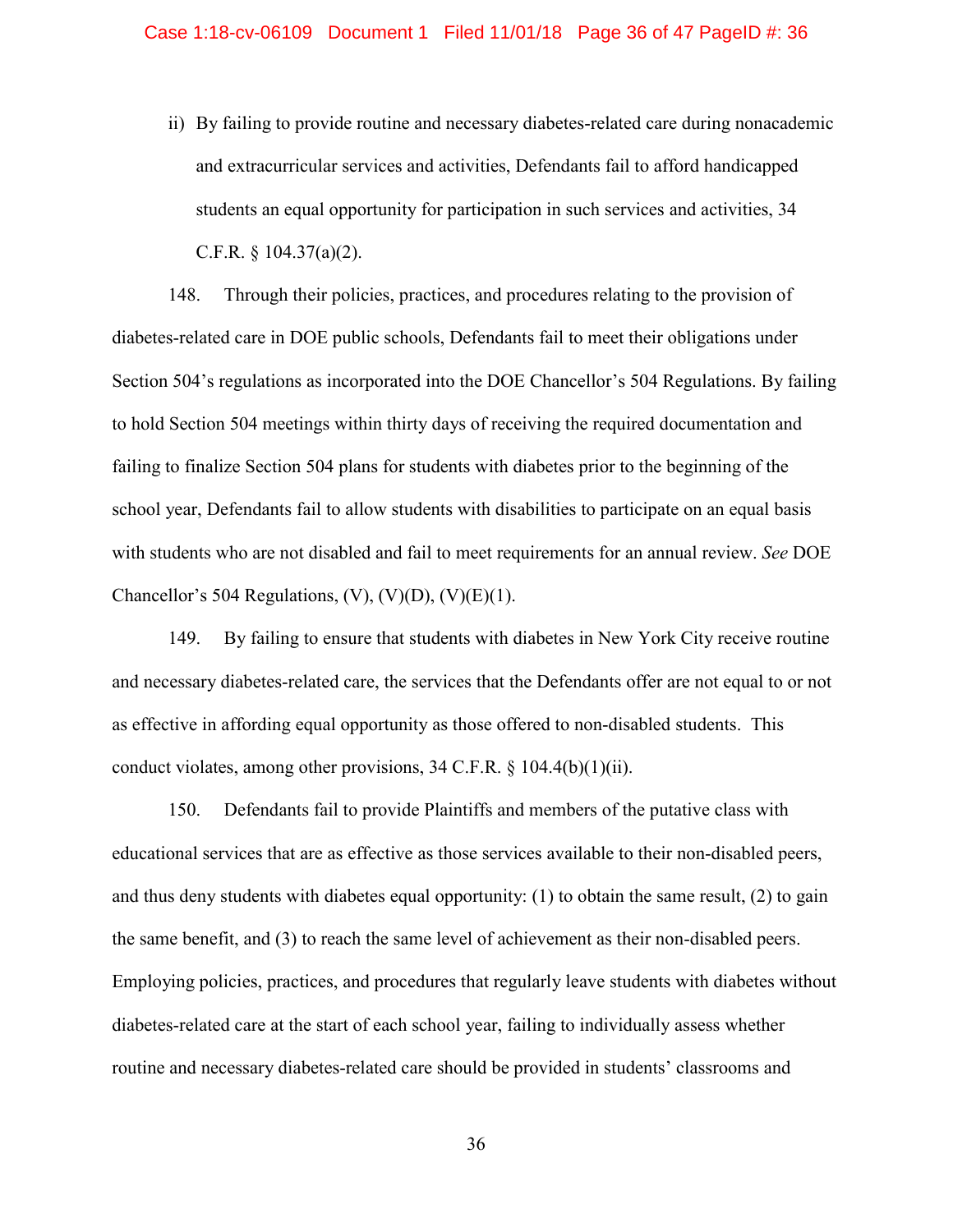ii) By failing to provide routine and necessary diabetes-related care during nonacademic and extracurricular services and activities, Defendants fail to afford handicapped students an equal opportunity for participation in such services and activities, 34 C.F.R. § 104.37(a)(2).

148. Through their policies, practices, and procedures relating to the provision of diabetes-related care in DOE public schools, Defendants fail to meet their obligations under Section 504's regulations as incorporated into the DOE Chancellor's 504 Regulations. By failing to hold Section 504 meetings within thirty days of receiving the required documentation and failing to finalize Section 504 plans for students with diabetes prior to the beginning of the school year, Defendants fail to allow students with disabilities to participate on an equal basis with students who are not disabled and fail to meet requirements for an annual review. *See* DOE Chancellor's 504 Regulations, (V), (V)(D), (V)(E)(1).

149. By failing to ensure that students with diabetes in New York City receive routine and necessary diabetes-related care, the services that the Defendants offer are not equal to or not as effective in affording equal opportunity as those offered to non-disabled students. This conduct violates, among other provisions, 34 C.F.R. § 104.4(b)(1)(ii).

150. Defendants fail to provide Plaintiffs and members of the putative class with educational services that are as effective as those services available to their non-disabled peers, and thus deny students with diabetes equal opportunity: (1) to obtain the same result, (2) to gain the same benefit, and (3) to reach the same level of achievement as their non-disabled peers. Employing policies, practices, and procedures that regularly leave students with diabetes without diabetes-related care at the start of each school year, failing to individually assess whether routine and necessary diabetes-related care should be provided in students' classrooms and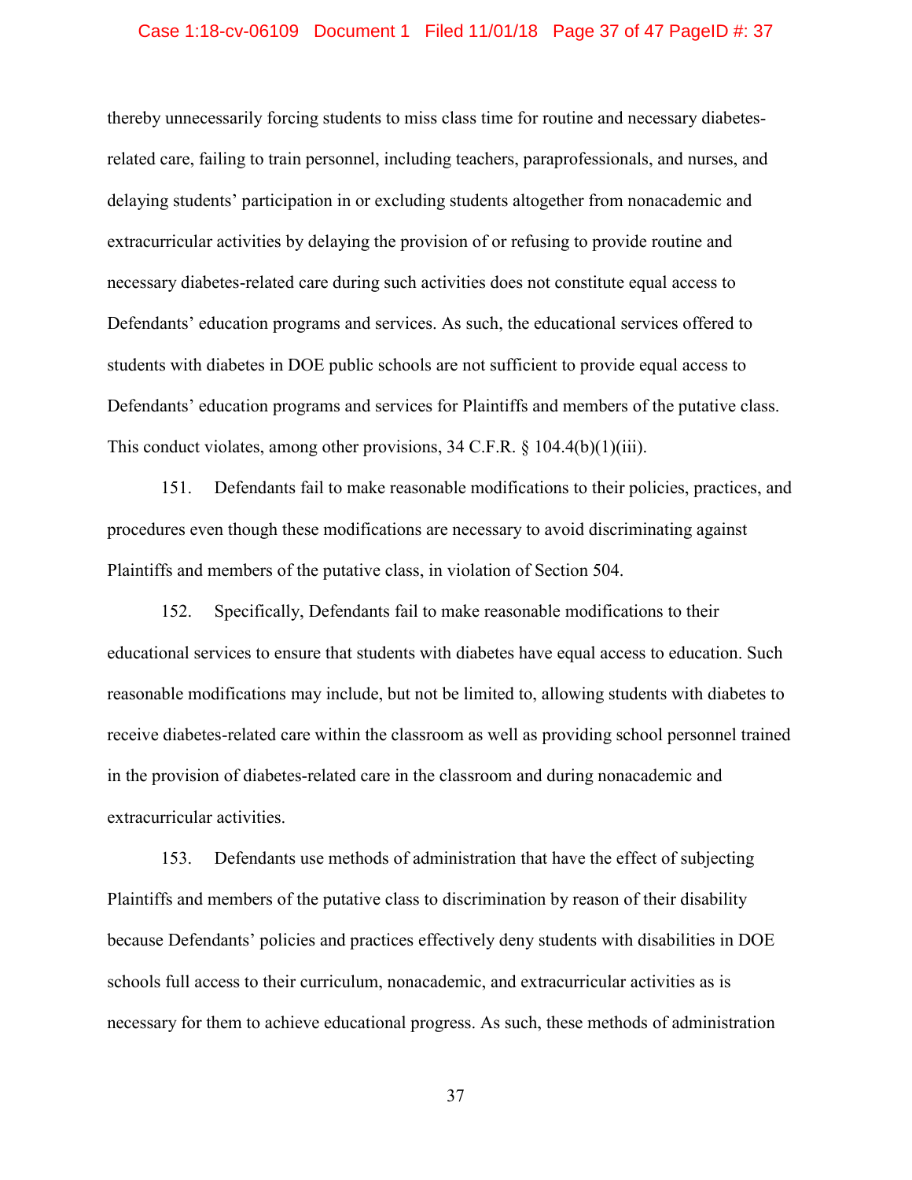thereby unnecessarily forcing students to miss class time for routine and necessary diabetes-related care, failing to train personnel, including teachers, paraprofessionals, and nurses, and delaying students' participation in or excluding students altogether from nonacademic and extracurricular activities by delaying the provision of or refusing to provide routine and necessary diabetes-related care during such activities does not constitute equal access to Defendants' education programs and services. As such, the educational services offered to students with diabetes in DOE public schools are not sufficient to provide equal access to Defendants' education programs and services for Plaintiffs and members of the putative class. This conduct violates, among other provisions, 34 C.F.R. § 104.4(b)(1)(iii).

151. Defendants fail to make reasonable modifications to their policies, practices, and procedures even though these modifications are necessary to avoid discriminating against Plaintiffs and members of the putative class, in violation of Section 504.

152. Specifically, Defendants fail to make reasonable modifications to their educational services to ensure that students with diabetes have equal access to education. Such reasonable modifications may include, but not be limited to, allowing students with diabetes to receive diabetes-related care within the classroom as well as providing school personnel trained in the provision of diabetes-related care in the classroom and during nonacademic and extracurricular activities.

153. Defendants use methods of administration that have the effect of subjecting Plaintiffs and members of the putative class to discrimination by reason of their disability because Defendants' policies and practices effectively deny students with disabilities in DOE schools full access to their curriculum, nonacademic, and extracurricular activities as is necessary for them to achieve educational progress. As such, these methods of administration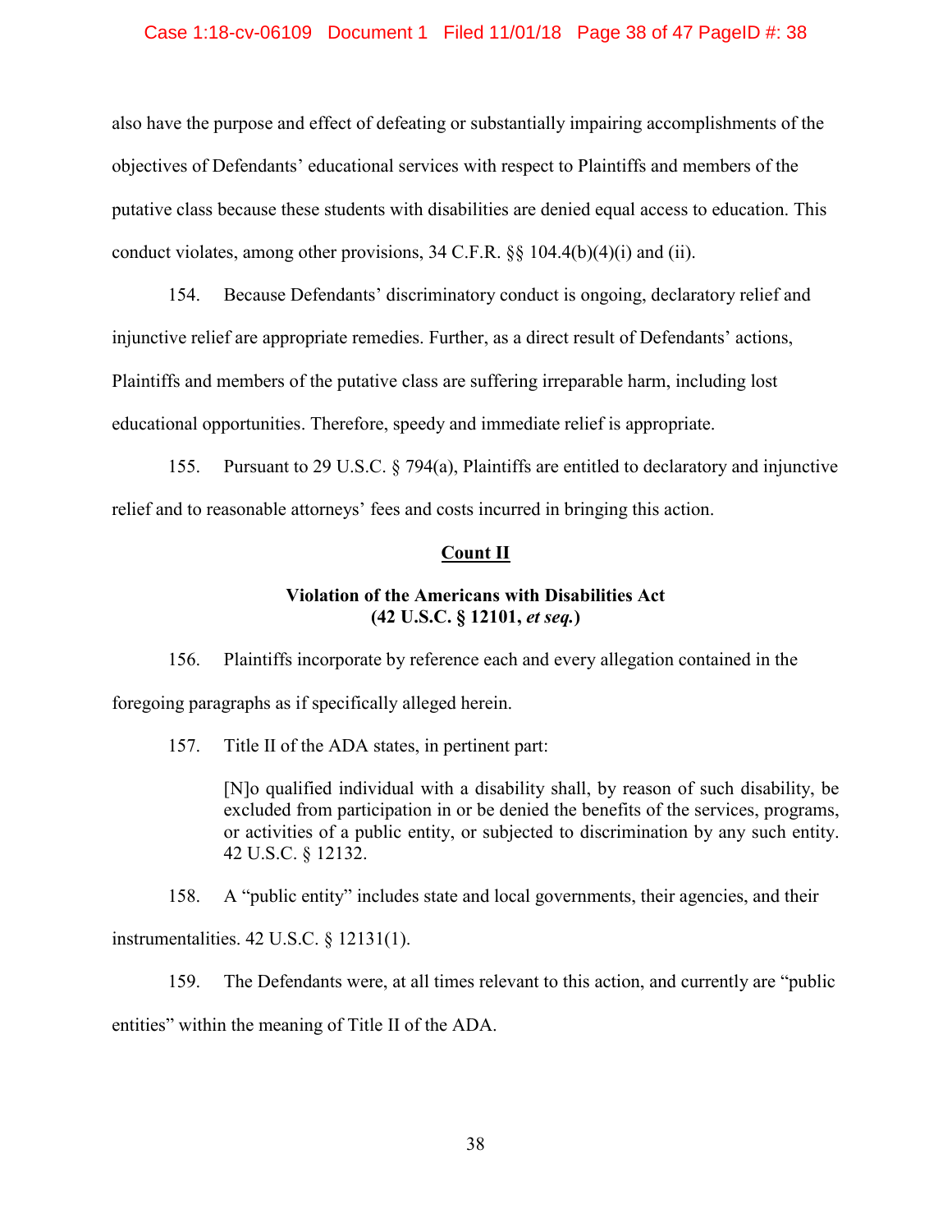also have the purpose and effect of defeating or substantially impairing accomplishments of the objectives of Defendants' educational services with respect to Plaintiffs and members of the putative class because these students with disabilities are denied equal access to education. This conduct violates, among other provisions, 34 C.F.R. §§ 104.4(b)(4)(i) and (ii).

154. Because Defendants' discriminatory conduct is ongoing, declaratory relief and injunctive relief are appropriate remedies. Further, as a direct result of Defendants' actions, Plaintiffs and members of the putative class are suffering irreparable harm, including lost educational opportunities. Therefore, speedy and immediate relief is appropriate.

155. Pursuant to 29 U.S.C. § 794(a), Plaintiffs are entitled to declaratory and injunctive relief and to reasonable attorneys' fees and costs incurred in bringing this action.

## Count II

### Violation of the Americans with Disabilities Act (42 U.S.C. § 12101, *et seq.*)

156. Plaintiffs incorporate by reference each and every allegation contained in the foregoing paragraphs as if specifically alleged herein.

157. Title II of the ADA states, in pertinent part:

> [N]o qualified individual with a disability shall, by reason of such disability, be excluded from participation in or be denied the benefits of the services, programs, or activities of a public entity, or subjected to discrimination by any such entity. 42 U.S.C. § 12132.

158. A "public entity" includes state and local governments, their agencies, and their instrumentalities. 42 U.S.C. § 12131(1).

159. The Defendants were, at all times relevant to this action, and currently are "public entities" within the meaning of Title II of the ADA.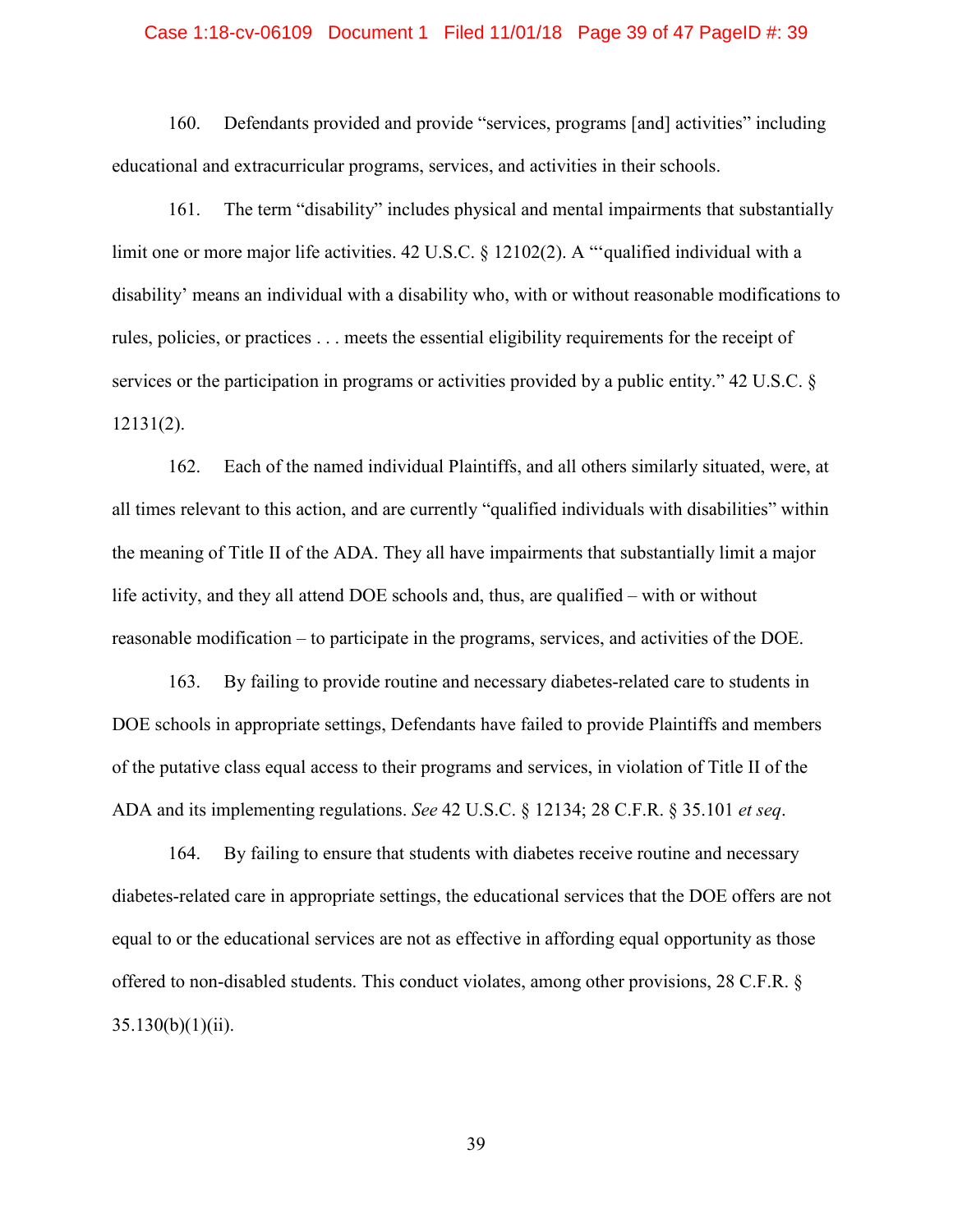160. Defendants provided and provide "services, programs [and] activities" including educational and extracurricular programs, services, and activities in their schools.

161. The term "disability" includes physical and mental impairments that substantially limit one or more major life activities. 42 U.S.C. § 12102(2). A "'qualified individual with a disability' means an individual with a disability who, with or without reasonable modifications to rules, policies, or practices . . . meets the essential eligibility requirements for the receipt of services or the participation in programs or activities provided by a public entity." 42 U.S.C. § 12131(2).

162. Each of the named individual Plaintiffs, and all others similarly situated, were, at all times relevant to this action, and are currently "qualified individuals with disabilities" within the meaning of Title II of the ADA. They all have impairments that substantially limit a major life activity, and they all attend DOE schools and, thus, are qualified – with or without reasonable modification – to participate in the programs, services, and activities of the DOE.

163. By failing to provide routine and necessary diabetes-related care to students in DOE schools in appropriate settings, Defendants have failed to provide Plaintiffs and members of the putative class equal access to their programs and services, in violation of Title II of the ADA and its implementing regulations. *See* 42 U.S.C. § 12134; 28 C.F.R. § 35.101 *et seq*.

164. By failing to ensure that students with diabetes receive routine and necessary diabetes-related care in appropriate settings, the educational services that the DOE offers are not equal to or the educational services are not as effective in affording equal opportunity as those offered to non-disabled students. This conduct violates, among other provisions, 28 C.F.R. § 35.130(b)(1)(ii).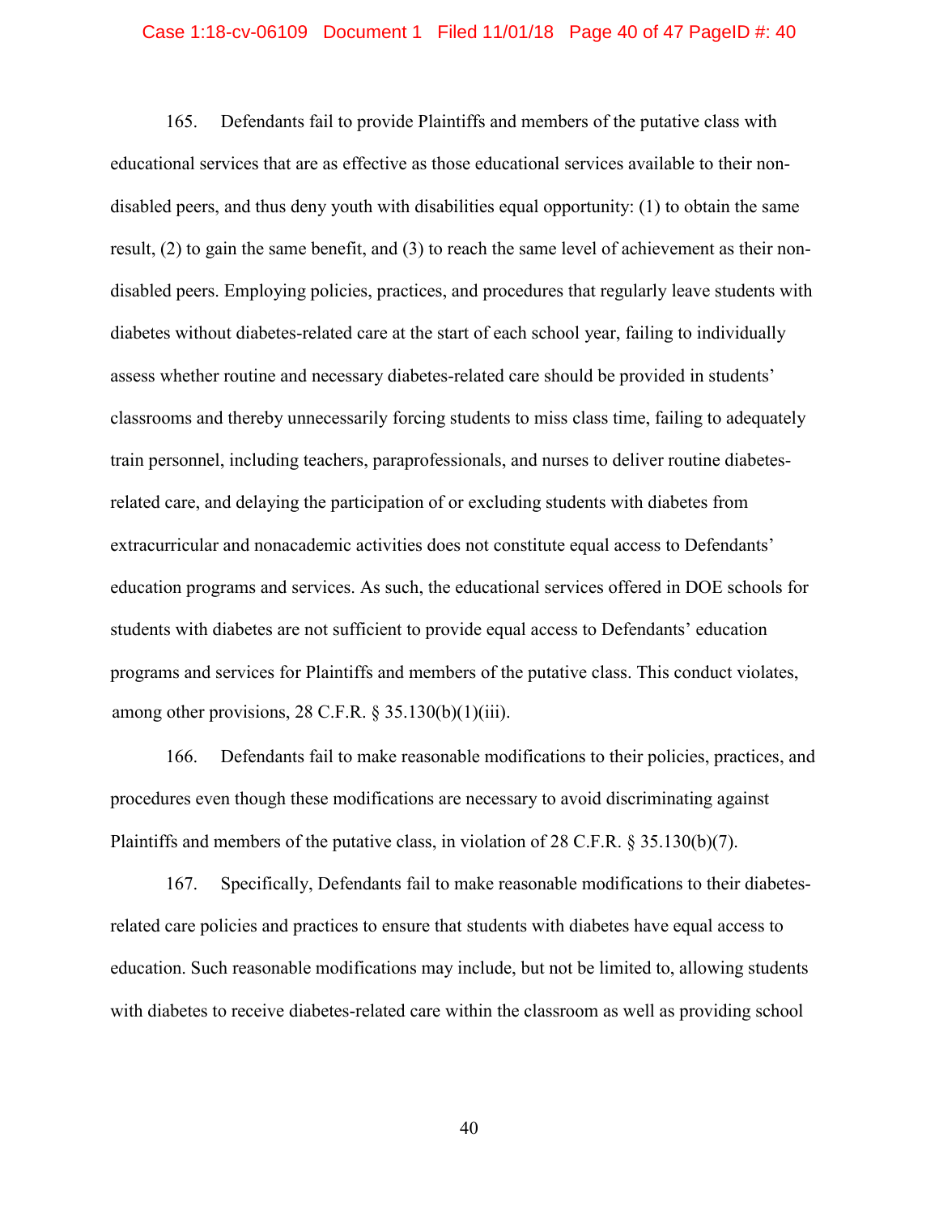165. Defendants fail to provide Plaintiffs and members of the putative class with educational services that are as effective as those educational services available to their non-disabled peers, and thus deny youth with disabilities equal opportunity: (1) to obtain the same result, (2) to gain the same benefit, and (3) to reach the same level of achievement as their non-disabled peers. Employing policies, practices, and procedures that regularly leave students with diabetes without diabetes-related care at the start of each school year, failing to individually assess whether routine and necessary diabetes-related care should be provided in students' classrooms and thereby unnecessarily forcing students to miss class time, failing to adequately train personnel, including teachers, paraprofessionals, and nurses to deliver routine diabetes-related care, and delaying the participation of or excluding students with diabetes from extracurricular and nonacademic activities does not constitute equal access to Defendants' education programs and services. As such, the educational services offered in DOE schools for students with diabetes are not sufficient to provide equal access to Defendants' education programs and services for Plaintiffs and members of the putative class. This conduct violates, among other provisions, 28 C.F.R. § 35.130(b)(1)(iii).

166. Defendants fail to make reasonable modifications to their policies, practices, and procedures even though these modifications are necessary to avoid discriminating against Plaintiffs and members of the putative class, in violation of 28 C.F.R. § 35.130(b)(7).

167. Specifically, Defendants fail to make reasonable modifications to their diabetes-related care policies and practices to ensure that students with diabetes have equal access to education. Such reasonable modifications may include, but not be limited to, allowing students with diabetes to receive diabetes-related care within the classroom as well as providing school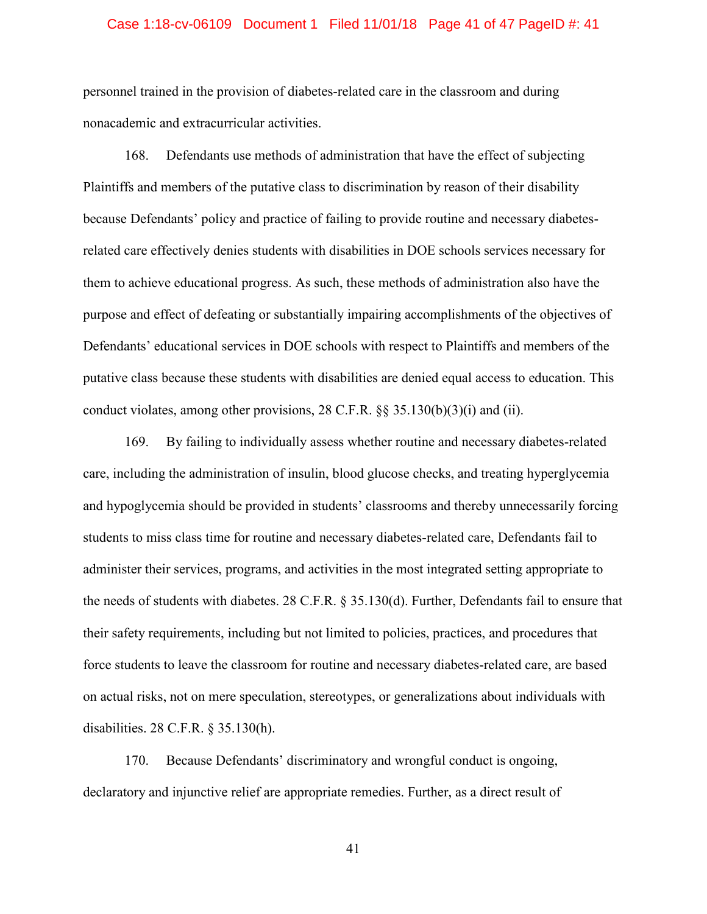personnel trained in the provision of diabetes-related care in the classroom and during nonacademic and extracurricular activities.

168. Defendants use methods of administration that have the effect of subjecting Plaintiffs and members of the putative class to discrimination by reason of their disability because Defendants' policy and practice of failing to provide routine and necessary diabetes-related care effectively denies students with disabilities in DOE schools services necessary for them to achieve educational progress. As such, these methods of administration also have the purpose and effect of defeating or substantially impairing accomplishments of the objectives of Defendants' educational services in DOE schools with respect to Plaintiffs and members of the putative class because these students with disabilities are denied equal access to education. This conduct violates, among other provisions, 28 C.F.R. §§ 35.130(b)(3)(i) and (ii).

169. By failing to individually assess whether routine and necessary diabetes-related care, including the administration of insulin, blood glucose checks, and treating hyperglycemia and hypoglycemia should be provided in students' classrooms and thereby unnecessarily forcing students to miss class time for routine and necessary diabetes-related care, Defendants fail to administer their services, programs, and activities in the most integrated setting appropriate to the needs of students with diabetes. 28 C.F.R. § 35.130(d). Further, Defendants fail to ensure that their safety requirements, including but not limited to policies, practices, and procedures that force students to leave the classroom for routine and necessary diabetes-related care, are based on actual risks, not on mere speculation, stereotypes, or generalizations about individuals with disabilities. 28 C.F.R. § 35.130(h).

170. Because Defendants' discriminatory and wrongful conduct is ongoing, declaratory and injunctive relief are appropriate remedies. Further, as a direct result of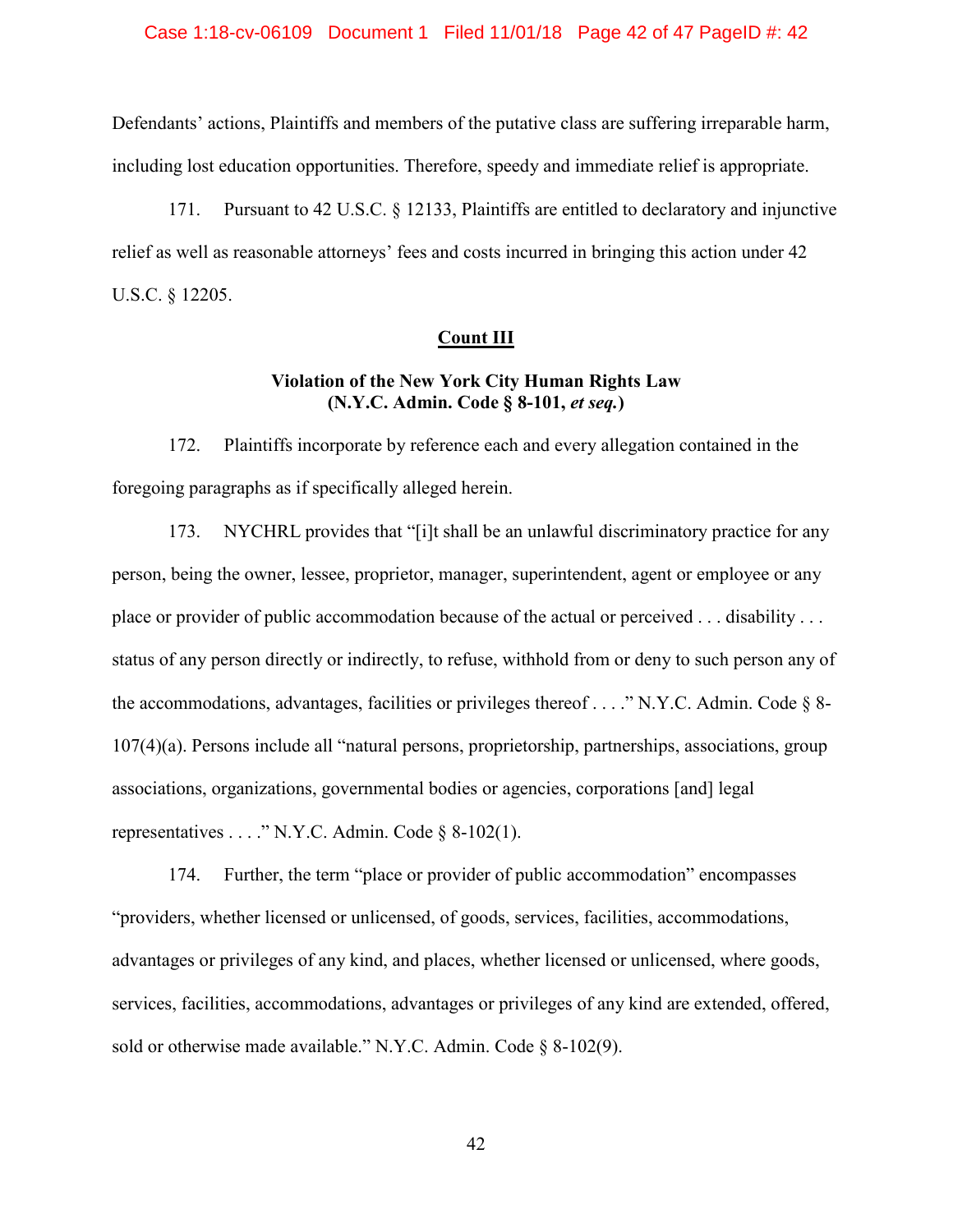Defendants' actions, Plaintiffs and members of the putative class are suffering irreparable harm, including lost education opportunities. Therefore, speedy and immediate relief is appropriate.

171. Pursuant to 42 U.S.C. § 12133, Plaintiffs are entitled to declaratory and injunctive relief as well as reasonable attorneys' fees and costs incurred in bringing this action under 42 U.S.C. § 12205.

**Count III**

**Violation of the New York City Human Rights Law (N.Y.C. Admin. Code § 8-101, *et seq.*)**

172. Plaintiffs incorporate by reference each and every allegation contained in the foregoing paragraphs as if specifically alleged herein.

173. NYCHRL provides that "[i]t shall be an unlawful discriminatory practice for any person, being the owner, lessee, proprietor, manager, superintendent, agent or employee or any place or provider of public accommodation because of the actual or perceived . . . disability . . . status of any person directly or indirectly, to refuse, withhold from or deny to such person any of the accommodations, advantages, facilities or privileges thereof . . . ." N.Y.C. Admin. Code § 8-107(4)(a). Persons include all "natural persons, proprietorship, partnerships, associations, group associations, organizations, governmental bodies or agencies, corporations [and] legal representatives . . . ." N.Y.C. Admin. Code § 8-102(1).

174. Further, the term "place or provider of public accommodation" encompasses "providers, whether licensed or unlicensed, of goods, services, facilities, accommodations, advantages or privileges of any kind, and places, whether licensed or unlicensed, where goods, services, facilities, accommodations, advantages or privileges of any kind are extended, offered, sold or otherwise made available." N.Y.C. Admin. Code § 8-102(9).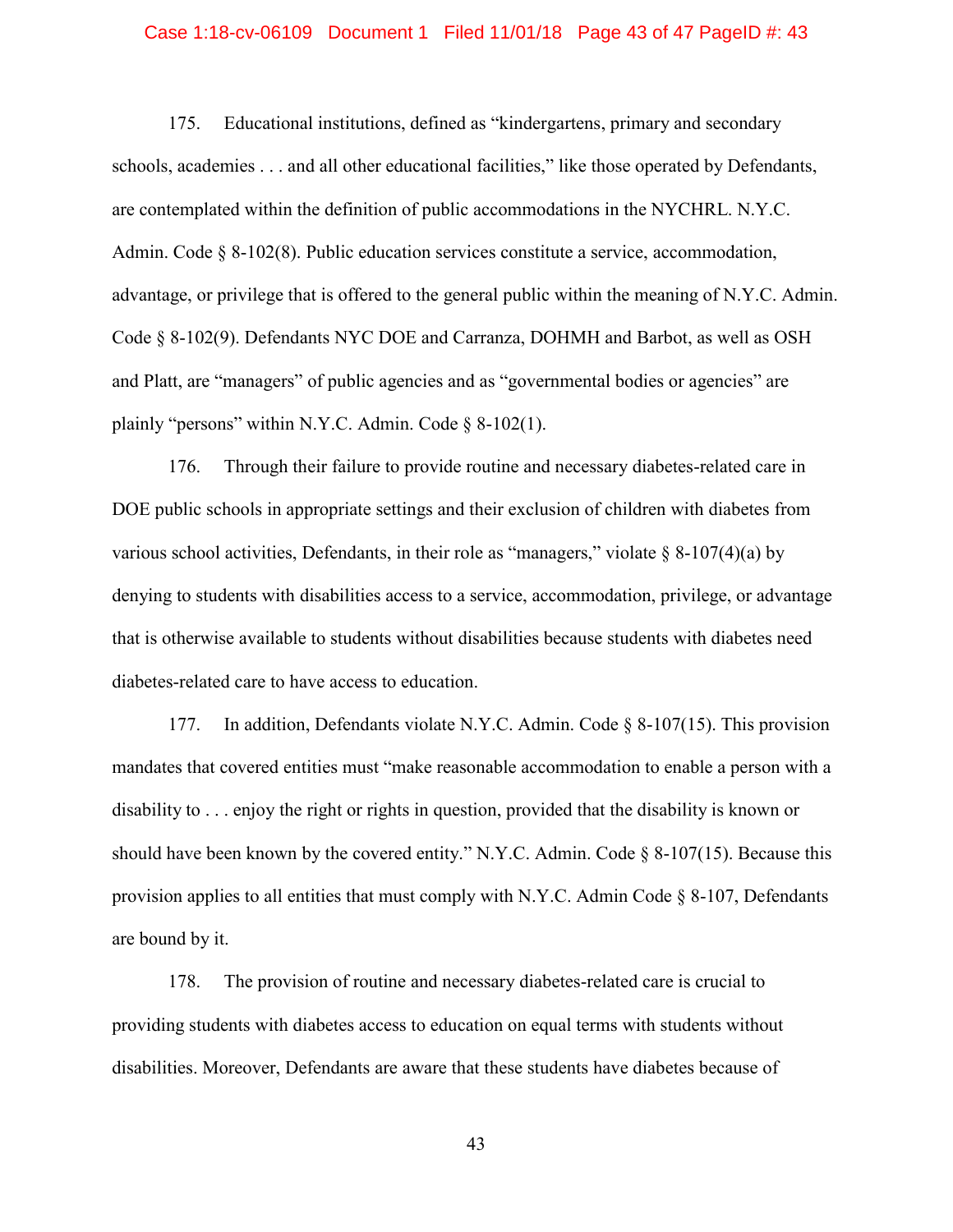175. Educational institutions, defined as "kindergartens, primary and secondary schools, academies . . . and all other educational facilities," like those operated by Defendants, are contemplated within the definition of public accommodations in the NYCHRL. N.Y.C. Admin. Code § 8-102(8). Public education services constitute a service, accommodation, advantage, or privilege that is offered to the general public within the meaning of N.Y.C. Admin. Code § 8-102(9). Defendants NYC DOE and Carranza, DOHMH and Barbot, as well as OSH and Platt, are "managers" of public agencies and as "governmental bodies or agencies" are plainly "persons" within N.Y.C. Admin. Code § 8-102(1).

176. Through their failure to provide routine and necessary diabetes-related care in DOE public schools in appropriate settings and their exclusion of children with diabetes from various school activities, Defendants, in their role as "managers," violate § 8-107(4)(a) by denying to students with disabilities access to a service, accommodation, privilege, or advantage that is otherwise available to students without disabilities because students with diabetes need diabetes-related care to have access to education.

177. In addition, Defendants violate N.Y.C. Admin. Code § 8-107(15). This provision mandates that covered entities must "make reasonable accommodation to enable a person with a disability to . . . enjoy the right or rights in question, provided that the disability is known or should have been known by the covered entity." N.Y.C. Admin. Code § 8-107(15). Because this provision applies to all entities that must comply with N.Y.C. Admin Code § 8-107, Defendants are bound by it.

178. The provision of routine and necessary diabetes-related care is crucial to providing students with diabetes access to education on equal terms with students without disabilities. Moreover, Defendants are aware that these students have diabetes because of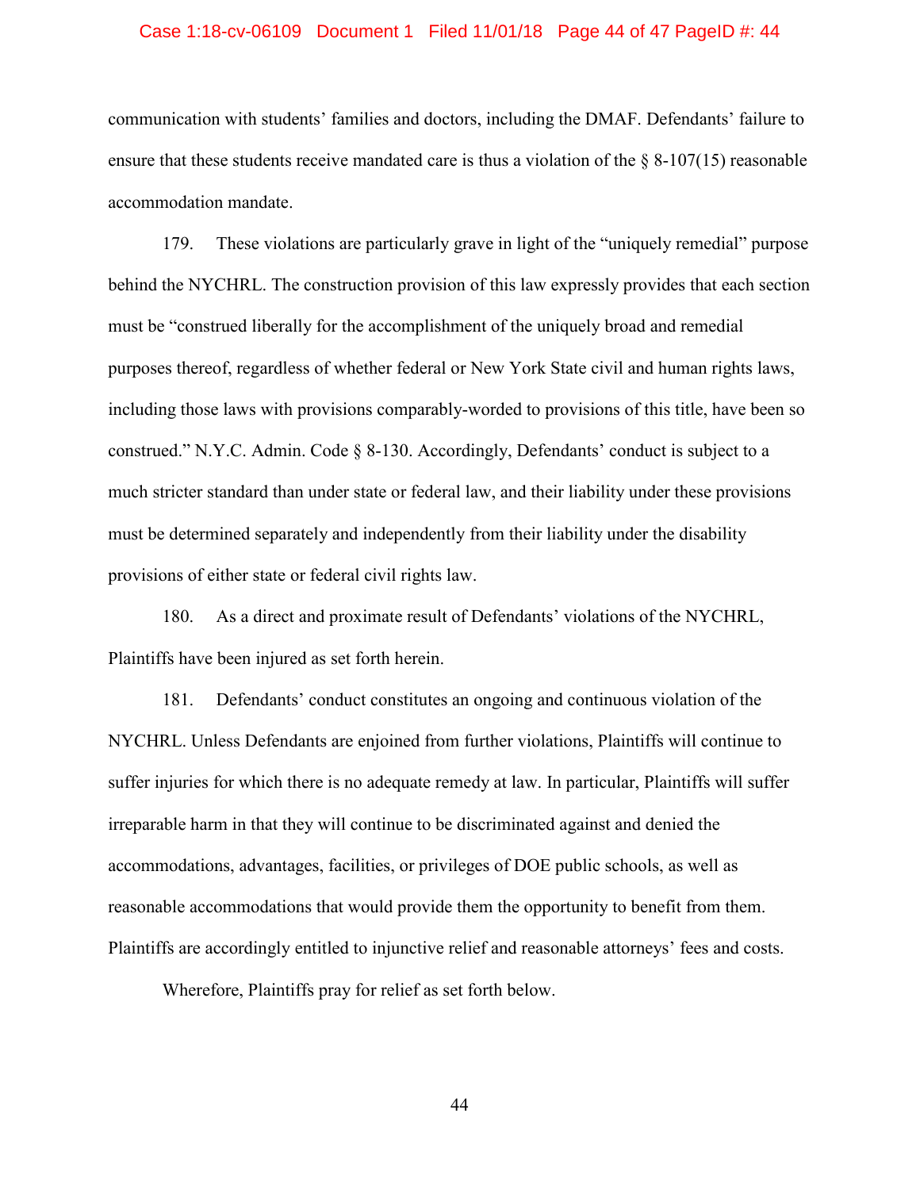communication with students' families and doctors, including the DMAF. Defendants' failure to ensure that these students receive mandated care is thus a violation of the § 8-107(15) reasonable accommodation mandate.

179. These violations are particularly grave in light of the "uniquely remedial" purpose behind the NYCHRL. The construction provision of this law expressly provides that each section must be "construed liberally for the accomplishment of the uniquely broad and remedial purposes thereof, regardless of whether federal or New York State civil and human rights laws, including those laws with provisions comparably-worded to provisions of this title, have been so construed." N.Y.C. Admin. Code § 8-130. Accordingly, Defendants' conduct is subject to a much stricter standard than under state or federal law, and their liability under these provisions must be determined separately and independently from their liability under the disability provisions of either state or federal civil rights law.

180. As a direct and proximate result of Defendants' violations of the NYCHRL, Plaintiffs have been injured as set forth herein.

181. Defendants' conduct constitutes an ongoing and continuous violation of the NYCHRL. Unless Defendants are enjoined from further violations, Plaintiffs will continue to suffer injuries for which there is no adequate remedy at law. In particular, Plaintiffs will suffer irreparable harm in that they will continue to be discriminated against and denied the accommodations, advantages, facilities, or privileges of DOE public schools, as well as reasonable accommodations that would provide them the opportunity to benefit from them. Plaintiffs are accordingly entitled to injunctive relief and reasonable attorneys' fees and costs.

Wherefore, Plaintiffs pray for relief as set forth below.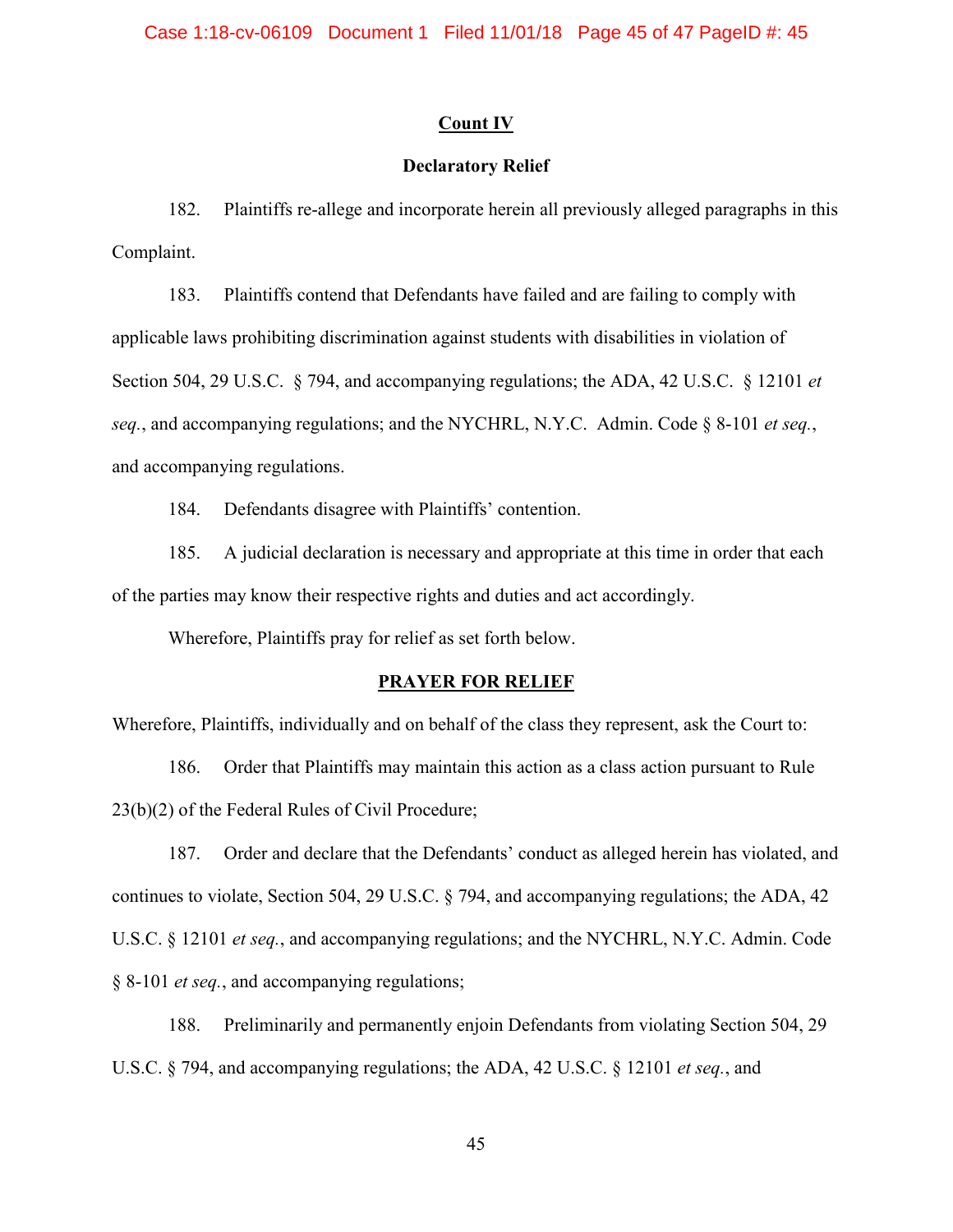**Count IV**

**Declaratory Relief**

182. Plaintiffs re-allege and incorporate herein all previously alleged paragraphs in this Complaint.

183. Plaintiffs contend that Defendants have failed and are failing to comply with applicable laws prohibiting discrimination against students with disabilities in violation of Section 504, 29 U.S.C. § 794, and accompanying regulations; the ADA, 42 U.S.C. § 12101 *et seq.*, and accompanying regulations; and the NYCHRL, N.Y.C. Admin. Code § 8-101 *et seq.*, and accompanying regulations.

184. Defendants disagree with Plaintiffs' contention.

185. A judicial declaration is necessary and appropriate at this time in order that each of the parties may know their respective rights and duties and act accordingly.

Wherefore, Plaintiffs pray for relief as set forth below.

**PRAYER FOR RELIEF**

Wherefore, Plaintiffs, individually and on behalf of the class they represent, ask the Court to:

186. Order that Plaintiffs may maintain this action as a class action pursuant to Rule 23(b)(2) of the Federal Rules of Civil Procedure;

187. Order and declare that the Defendants' conduct as alleged herein has violated, and continues to violate, Section 504, 29 U.S.C. § 794, and accompanying regulations; the ADA, 42 U.S.C. § 12101 *et seq.*, and accompanying regulations; and the NYCHRL, N.Y.C. Admin. Code § 8-101 *et seq.*, and accompanying regulations;

188. Preliminarily and permanently enjoin Defendants from violating Section 504, 29 U.S.C. § 794, and accompanying regulations; the ADA, 42 U.S.C. § 12101 *et seq.*, and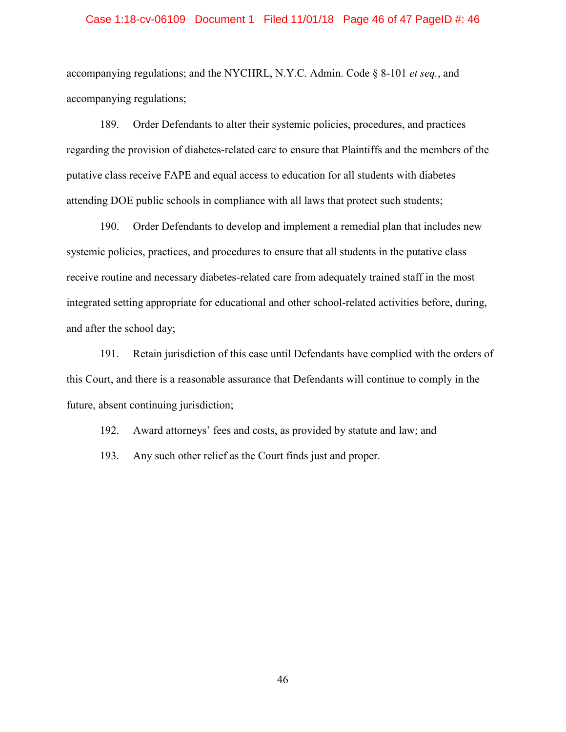accompanying regulations; and the NYCHRL, N.Y.C. Admin. Code § 8-101 *et seq.*, and accompanying regulations;

189. Order Defendants to alter their systemic policies, procedures, and practices regarding the provision of diabetes-related care to ensure that Plaintiffs and the members of the putative class receive FAPE and equal access to education for all students with diabetes attending DOE public schools in compliance with all laws that protect such students;

190. Order Defendants to develop and implement a remedial plan that includes new systemic policies, practices, and procedures to ensure that all students in the putative class receive routine and necessary diabetes-related care from adequately trained staff in the most integrated setting appropriate for educational and other school-related activities before, during, and after the school day;

191. Retain jurisdiction of this case until Defendants have complied with the orders of this Court, and there is a reasonable assurance that Defendants will continue to comply in the future, absent continuing jurisdiction;

192. Award attorneys' fees and costs, as provided by statute and law; and

193. Any such other relief as the Court finds just and proper.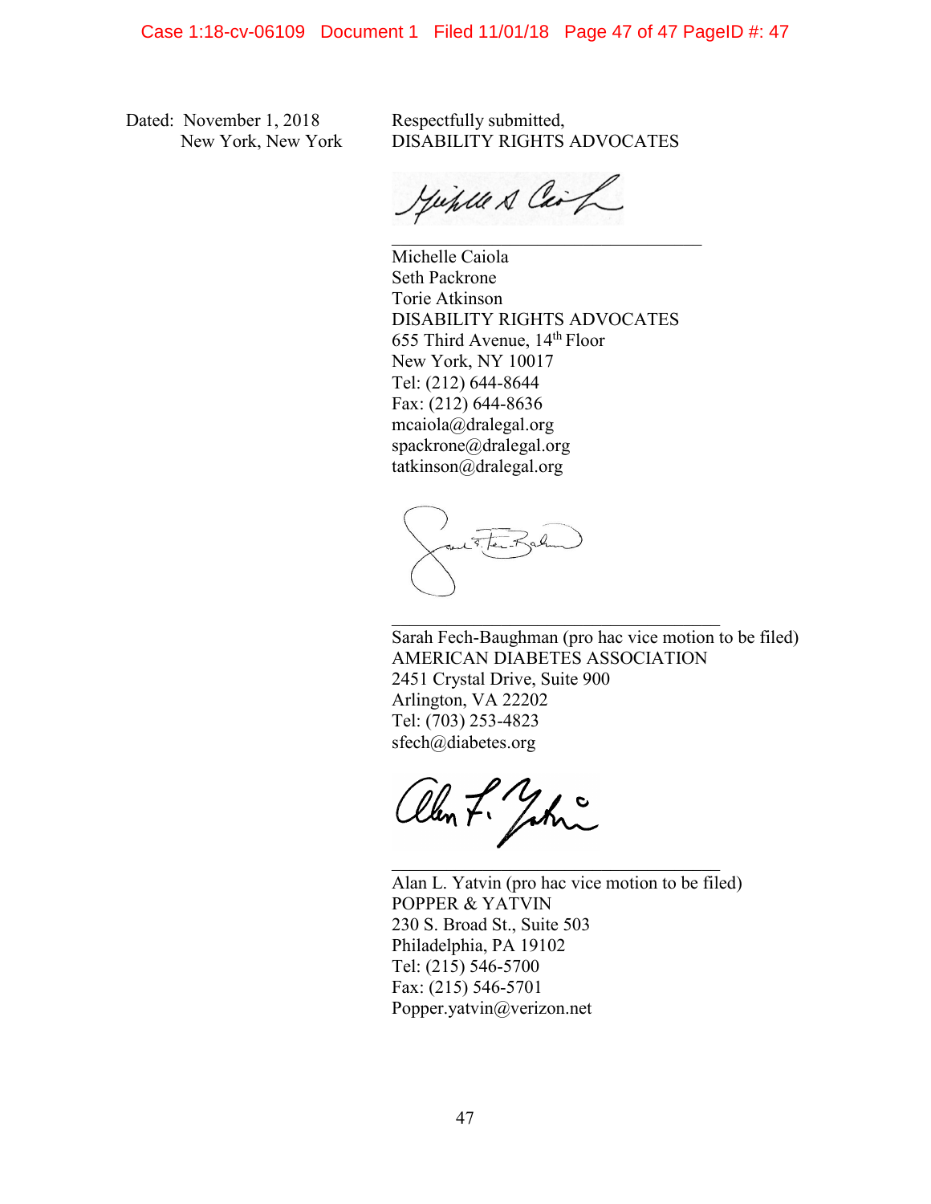Dated: November 1, 2018
New York, New York

Respectfully submitted,
DISABILITY RIGHTS ADVOCATES

\_\_\_\_\_\_\_\_\_\_\_\_\_\_\_\_\_\_\_\_\_\_\_\_\_\_\_\_\_\_\_\_\_\_\_\_\_\_

Michelle Caiola
Seth Packrone
Torie Atkinson
DISABILITY RIGHTS ADVOCATES
655 Third Avenue, 14th Floor
New York, NY 10017
Tel: (212) 644-8644
Fax: (212) 644-8636
mcaiola@dralegal.org
spackrone@dralegal.org
tatkinson@dralegal.org

\_\_\_\_\_\_\_\_\_\_\_\_\_\_\_\_\_\_\_\_\_\_\_\_\_\_\_\_\_\_\_\_\_\_\_\_\_\_

Sarah Fech-Baughman (pro hac vice motion to be filed)
AMERICAN DIABETES ASSOCIATION
2451 Crystal Drive, Suite 900
Arlington, VA 22202
Tel: (703) 253-4823
sfech@diabetes.org

\_\_\_\_\_\_\_\_\_\_\_\_\_\_\_\_\_\_\_\_\_\_\_\_\_\_\_\_\_\_\_\_\_\_\_\_\_\_

Alan L. Yatvin (pro hac vice motion to be filed)
POPPER & YATVIN
230 S. Broad St., Suite 503
Philadelphia, PA 19102
Tel: (215) 546-5700
Fax: (215) 546-5701
Popper.yatvin@verizon.net